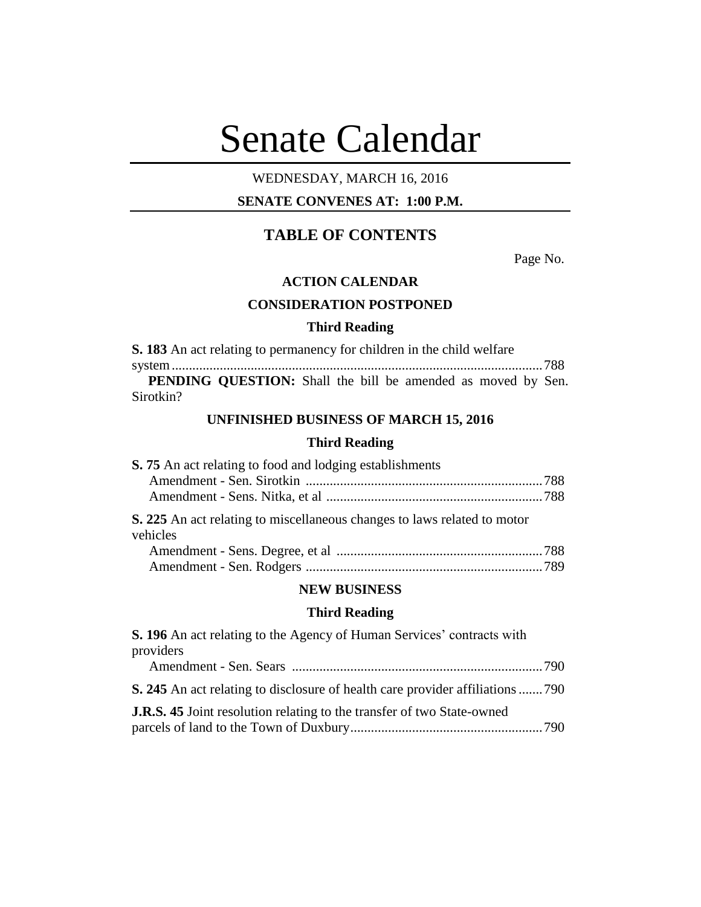# Senate Calendar

WEDNESDAY, MARCH 16, 2016

**SENATE CONVENES AT: 1:00 P.M.**

## TABLE OF CONTENTS

Page No.

### ACTION CALENDAR

### CONSIDERATION POSTPONED

#### Third Reading

**S. 183** An act relating to permanency for children in the child welfare system ........................................................................................................... 788

**PENDING QUESTION:** Shall the bill be amended as moved by Sen. Sirotkin?

### UNFINISHED BUSINESS OF MARCH 15, 2016

#### Third Reading

**S. 75** An act relating to food and lodging establishments

Amendment - Sen. Sirotkin ..................................................................... 788

Amendment - Sens. Nitka, et al ............................................................... 788

**S. 225** An act relating to miscellaneous changes to laws related to motor vehicles

Amendment - Sens. Degree, et al ............................................................ 788

Amendment - Sen. Rodgers ..................................................................... 789

### NEW BUSINESS

#### Third Reading

**S. 196** An act relating to the Agency of Human Services' contracts with providers

Amendment - Sen. Sears ......................................................................... 790

**S. 245** An act relating to disclosure of health care provider affiliations ....... 790

**J.R.S. 45** Joint resolution relating to the transfer of two State-owned parcels of land to the Town of Duxbury ........................................................ 790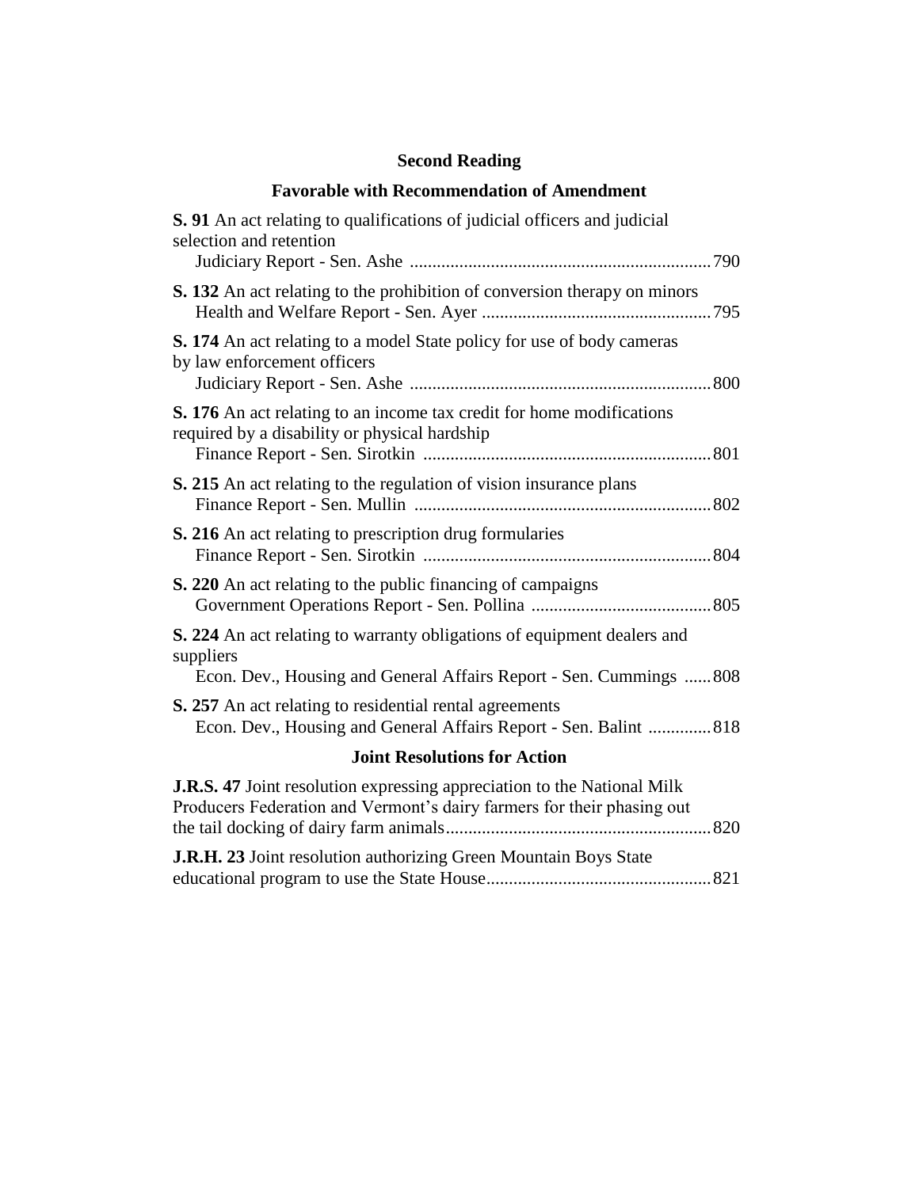## Second Reading

### Favorable with Recommendation of Amendment

**S. 91** An act relating to qualifications of judicial officers and judicial selection and retention
Judiciary Report - Sen. Ashe .................................................................... 790

**S. 132** An act relating to the prohibition of conversion therapy on minors
Health and Welfare Report - Sen. Ayer .................................................. 795

**S. 174** An act relating to a model State policy for use of body cameras by law enforcement officers
Judiciary Report - Sen. Ashe .................................................................... 800

**S. 176** An act relating to an income tax credit for home modifications required by a disability or physical hardship
Finance Report - Sen. Sirotkin ................................................................ 801

**S. 215** An act relating to the regulation of vision insurance plans
Finance Report - Sen. Mullin .................................................................. 802

**S. 216** An act relating to prescription drug formularies
Finance Report - Sen. Sirotkin ................................................................ 804

**S. 220** An act relating to the public financing of campaigns
Government Operations Report - Sen. Pollina ........................................ 805

**S. 224** An act relating to warranty obligations of equipment dealers and suppliers
Econ. Dev., Housing and General Affairs Report - Sen. Cummings ...... 808

**S. 257** An act relating to residential rental agreements
Econ. Dev., Housing and General Affairs Report - Sen. Balint .............. 818

### Joint Resolutions for Action

**J.R.S. 47** Joint resolution expressing appreciation to the National Milk Producers Federation and Vermont's dairy farmers for their phasing out the tail docking of dairy farm animals........................................................... 820

**J.R.H. 23** Joint resolution authorizing Green Mountain Boys State educational program to use the State House................................................. 821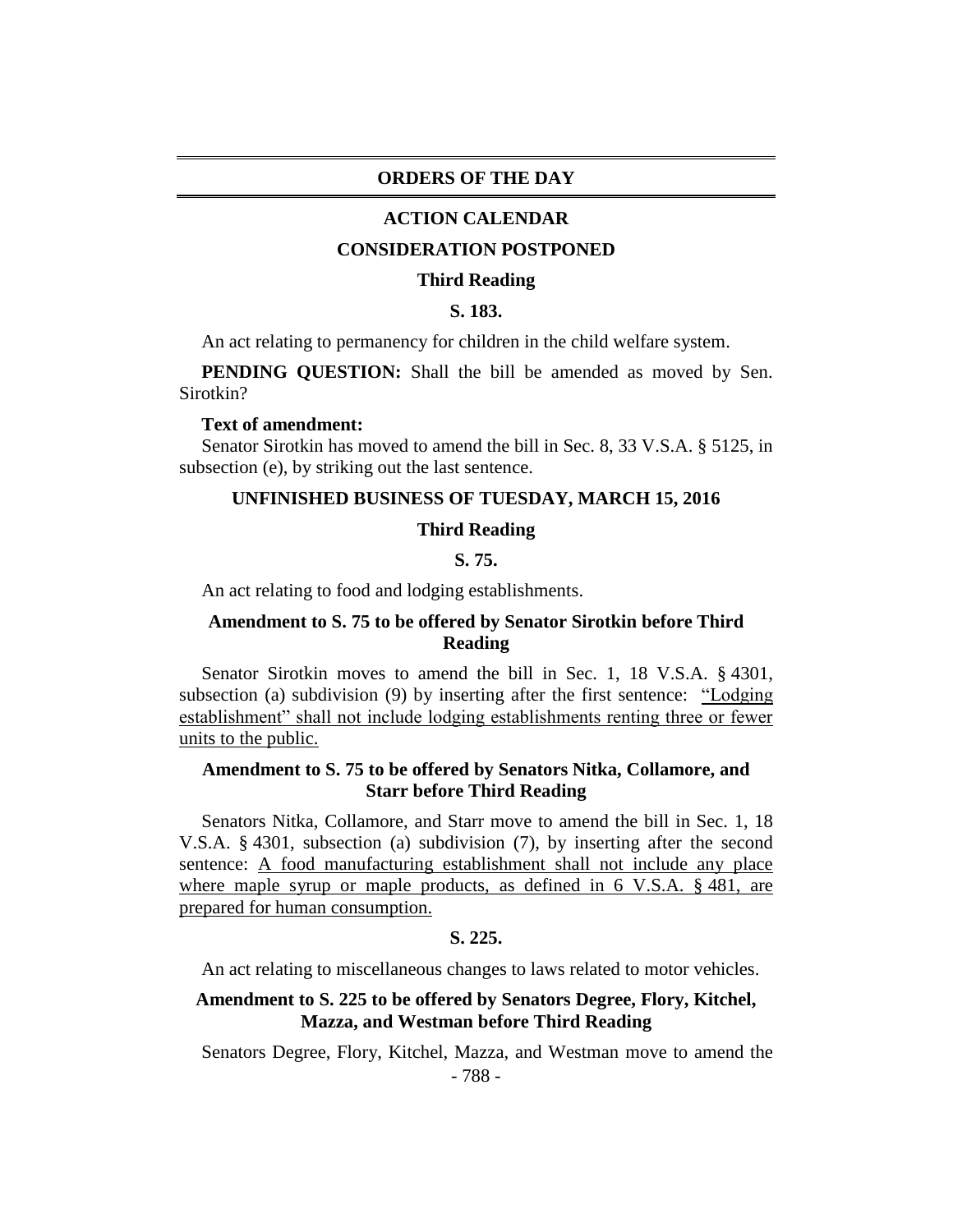# ORDERS OF THE DAY

## ACTION CALENDAR

### CONSIDERATION POSTPONED

**Third Reading**

**S. 183.**

An act relating to permanency for children in the child welfare system.

**PENDING QUESTION:** Shall the bill be amended as moved by Sen. Sirotkin?

**Text of amendment:**

Senator Sirotkin has moved to amend the bill in Sec. 8, 33 V.S.A. § 5125, in subsection (e), by striking out the last sentence.

### UNFINISHED BUSINESS OF TUESDAY, MARCH 15, 2016

**Third Reading**

**S. 75.**

An act relating to food and lodging establishments.

**Amendment to S. 75 to be offered by Senator Sirotkin before Third Reading**

Senator Sirotkin moves to amend the bill in Sec. 1, 18 V.S.A. § 4301, subsection (a) subdivision (9) by inserting after the first sentence: <u>"Lodging establishment" shall not include lodging establishments renting three or fewer units to the public.</u>

**Amendment to S. 75 to be offered by Senators Nitka, Collamore, and Starr before Third Reading**

Senators Nitka, Collamore, and Starr move to amend the bill in Sec. 1, 18 V.S.A. § 4301, subsection (a) subdivision (7), by inserting after the second sentence: <u>A food manufacturing establishment shall not include any place where maple syrup or maple products, as defined in 6 V.S.A. § 481, are prepared for human consumption.</u>

**S. 225.**

An act relating to miscellaneous changes to laws related to motor vehicles.

**Amendment to S. 225 to be offered by Senators Degree, Flory, Kitchel, Mazza, and Westman before Third Reading**

Senators Degree, Flory, Kitchel, Mazza, and Westman move to amend the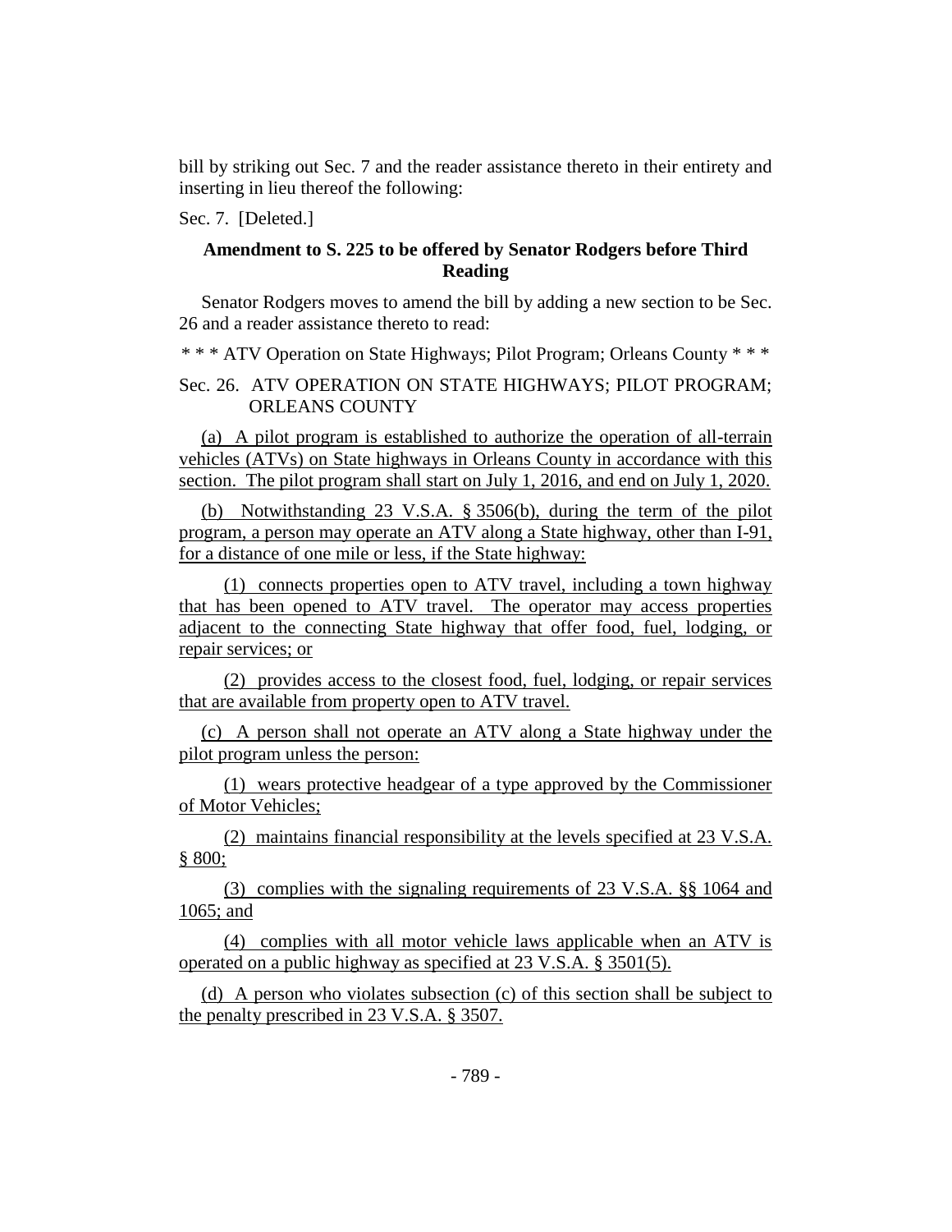bill by striking out Sec. 7 and the reader assistance thereto in their entirety and inserting in lieu thereof the following:

Sec. 7. [Deleted.]

**Amendment to S. 225 to be offered by Senator Rodgers before Third Reading**

Senator Rodgers moves to amend the bill by adding a new section to be Sec. 26 and a reader assistance thereto to read:

\* \* \* ATV Operation on State Highways; Pilot Program; Orleans County \* \* \*

Sec. 26. ATV OPERATION ON STATE HIGHWAYS; PILOT PROGRAM; ORLEANS COUNTY

(a) A pilot program is established to authorize the operation of all-terrain vehicles (ATVs) on State highways in Orleans County in accordance with this section. The pilot program shall start on July 1, 2016, and end on July 1, 2020.

(b) Notwithstanding 23 V.S.A. § 3506(b), during the term of the pilot program, a person may operate an ATV along a State highway, other than I-91, for a distance of one mile or less, if the State highway:

(1) connects properties open to ATV travel, including a town highway that has been opened to ATV travel. The operator may access properties adjacent to the connecting State highway that offer food, fuel, lodging, or repair services; or

(2) provides access to the closest food, fuel, lodging, or repair services that are available from property open to ATV travel.

(c) A person shall not operate an ATV along a State highway under the pilot program unless the person:

(1) wears protective headgear of a type approved by the Commissioner of Motor Vehicles;

(2) maintains financial responsibility at the levels specified at 23 V.S.A. § 800;

(3) complies with the signaling requirements of 23 V.S.A. §§ 1064 and 1065; and

(4) complies with all motor vehicle laws applicable when an ATV is operated on a public highway as specified at 23 V.S.A. § 3501(5).

(d) A person who violates subsection (c) of this section shall be subject to the penalty prescribed in 23 V.S.A. § 3507.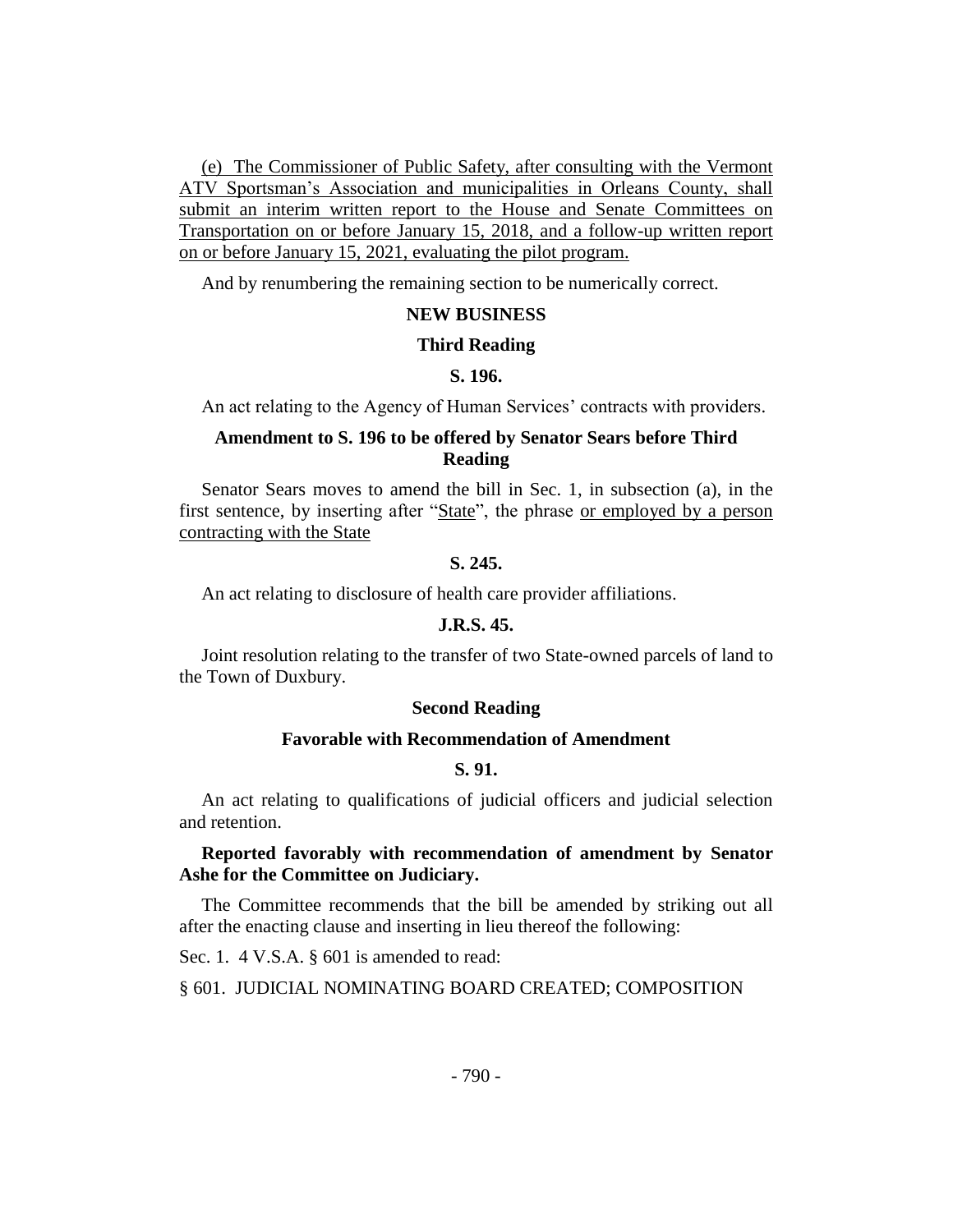(e) The Commissioner of Public Safety, after consulting with the Vermont ATV Sportsman's Association and municipalities in Orleans County, shall submit an interim written report to the House and Senate Committees on Transportation on or before January 15, 2018, and a follow-up written report on or before January 15, 2021, evaluating the pilot program.

And by renumbering the remaining section to be numerically correct.

## NEW BUSINESS

### Third Reading

**S. 196.**

An act relating to the Agency of Human Services' contracts with providers.

**Amendment to S. 196 to be offered by Senator Sears before Third Reading**

Senator Sears moves to amend the bill in Sec. 1, in subsection (a), in the first sentence, by inserting after "State", the phrase or employed by a person contracting with the State

**S. 245.**

An act relating to disclosure of health care provider affiliations.

**J.R.S. 45.**

Joint resolution relating to the transfer of two State-owned parcels of land to the Town of Duxbury.

### Second Reading

### Favorable with Recommendation of Amendment

**S. 91.**

An act relating to qualifications of judicial officers and judicial selection and retention.

**Reported favorably with recommendation of amendment by Senator Ashe for the Committee on Judiciary.**

The Committee recommends that the bill be amended by striking out all after the enacting clause and inserting in lieu thereof the following:

Sec. 1. 4 V.S.A. § 601 is amended to read:

§ 601. JUDICIAL NOMINATING BOARD CREATED; COMPOSITION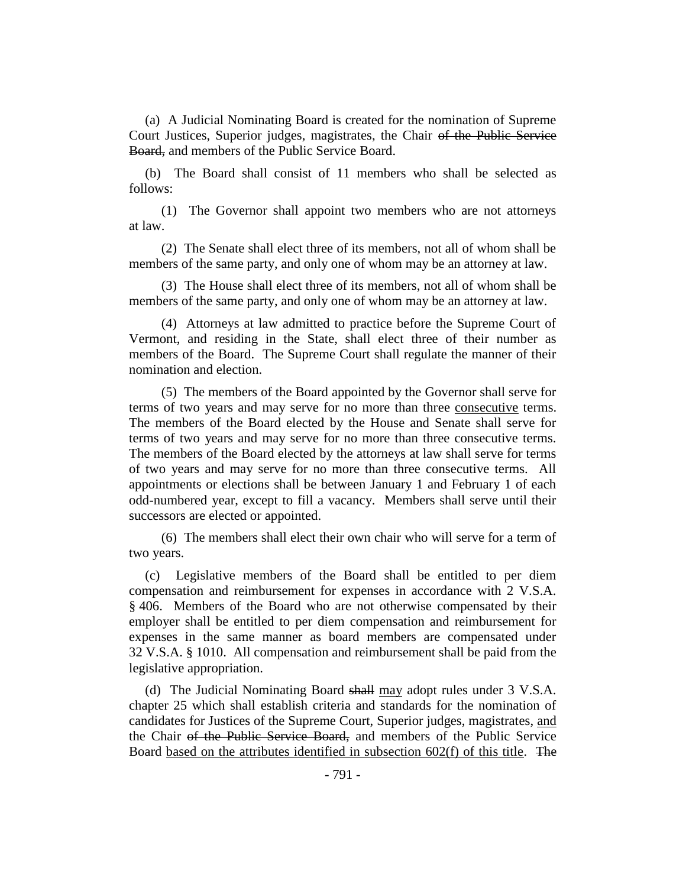(a) A Judicial Nominating Board is created for the nomination of Supreme Court Justices, Superior judges, magistrates, the Chair ~~of the Public Service Board,~~ and members of the Public Service Board.

(b) The Board shall consist of 11 members who shall be selected as follows:

(1) The Governor shall appoint two members who are not attorneys at law.

(2) The Senate shall elect three of its members, not all of whom shall be members of the same party, and only one of whom may be an attorney at law.

(3) The House shall elect three of its members, not all of whom shall be members of the same party, and only one of whom may be an attorney at law.

(4) Attorneys at law admitted to practice before the Supreme Court of Vermont, and residing in the State, shall elect three of their number as members of the Board. The Supreme Court shall regulate the manner of their nomination and election.

(5) The members of the Board appointed by the Governor shall serve for terms of two years and may serve for no more than three <u>consecutive</u> terms. The members of the Board elected by the House and Senate shall serve for terms of two years and may serve for no more than three consecutive terms. The members of the Board elected by the attorneys at law shall serve for terms of two years and may serve for no more than three consecutive terms. All appointments or elections shall be between January 1 and February 1 of each odd-numbered year, except to fill a vacancy. Members shall serve until their successors are elected or appointed.

(6) The members shall elect their own chair who will serve for a term of two years.

(c) Legislative members of the Board shall be entitled to per diem compensation and reimbursement for expenses in accordance with 2 V.S.A. § 406. Members of the Board who are not otherwise compensated by their employer shall be entitled to per diem compensation and reimbursement for expenses in the same manner as board members are compensated under 32 V.S.A. § 1010. All compensation and reimbursement shall be paid from the legislative appropriation.

(d) The Judicial Nominating Board ~~shall~~ <u>may</u> adopt rules under 3 V.S.A. chapter 25 which shall establish criteria and standards for the nomination of candidates for Justices of the Supreme Court, Superior judges, magistrates, <u>and</u> the Chair ~~of the Public Service Board,~~ and members of the Public Service Board <u>based on the attributes identified in subsection 602(f) of this title</u>. ~~The~~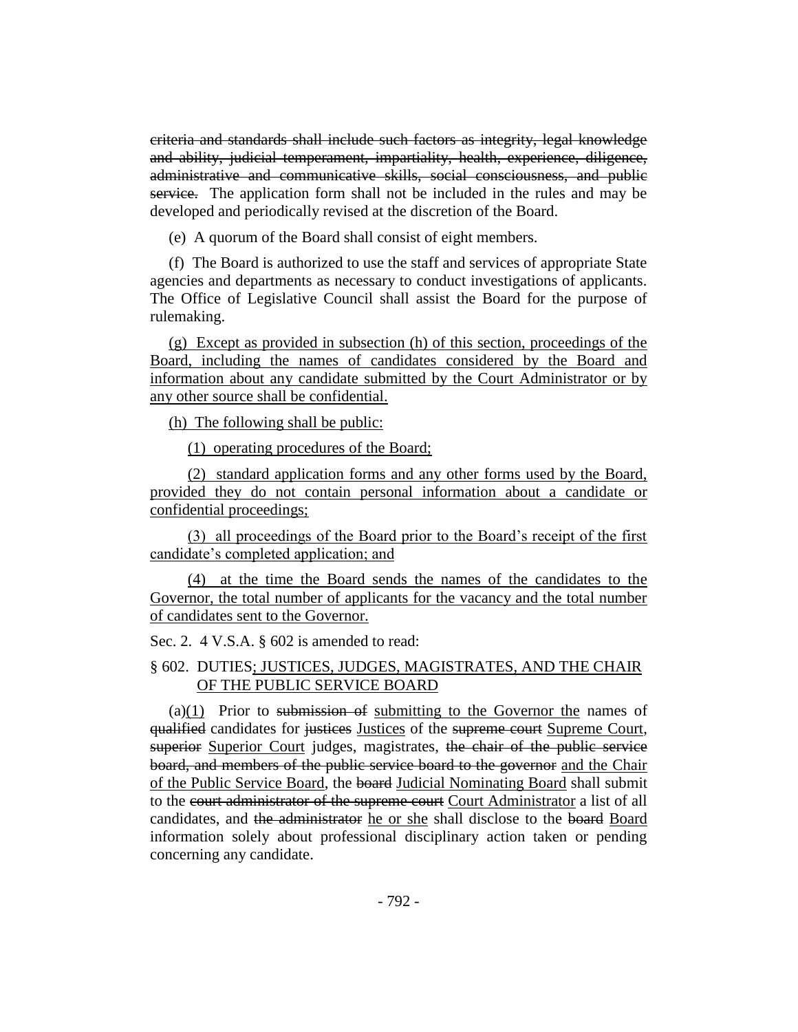~~criteria and standards shall include such factors as integrity, legal knowledge and ability, judicial temperament, impartiality, health, experience, diligence, administrative and communicative skills, social consciousness, and public service.~~ The application form shall not be included in the rules and may be developed and periodically revised at the discretion of the Board.

(e) A quorum of the Board shall consist of eight members.

(f) The Board is authorized to use the staff and services of appropriate State agencies and departments as necessary to conduct investigations of applicants. The Office of Legislative Council shall assist the Board for the purpose of rulemaking.

<u>(g) Except as provided in subsection (h) of this section, proceedings of the Board, including the names of candidates considered by the Board and information about any candidate submitted by the Court Administrator or by any other source shall be confidential.</u>

<u>(h) The following shall be public:</u>

<u>(1) operating procedures of the Board;</u>

<u>(2) standard application forms and any other forms used by the Board, provided they do not contain personal information about a candidate or confidential proceedings;</u>

<u>(3) all proceedings of the Board prior to the Board's receipt of the first candidate's completed application; and</u>

<u>(4) at the time the Board sends the names of the candidates to the Governor, the total number of applicants for the vacancy and the total number of candidates sent to the Governor.</u>

Sec. 2. 4 V.S.A. § 602 is amended to read:

§ 602. DUTIES<u>; JUSTICES, JUDGES, MAGISTRATES, AND THE CHAIR OF THE PUBLIC SERVICE BOARD</u>

(a)<u>(1)</u> Prior to ~~submission of~~ <u>submitting to the Governor the</u> names of ~~qualified~~ candidates for ~~justices~~ <u>Justices</u> of the ~~supreme court~~ <u>Supreme Court</u>, ~~superior~~ <u>Superior Court</u> judges, magistrates, ~~the chair of the public service board, and members of the public service board to the governor~~ <u>and the Chair of the Public Service Board</u>, the ~~board~~ <u>Judicial Nominating Board</u> shall submit to the ~~court administrator of the supreme court~~ <u>Court Administrator</u> a list of all candidates, and ~~the administrator~~ <u>he or she</u> shall disclose to the ~~board~~ <u>Board</u> information solely about professional disciplinary action taken or pending concerning any candidate.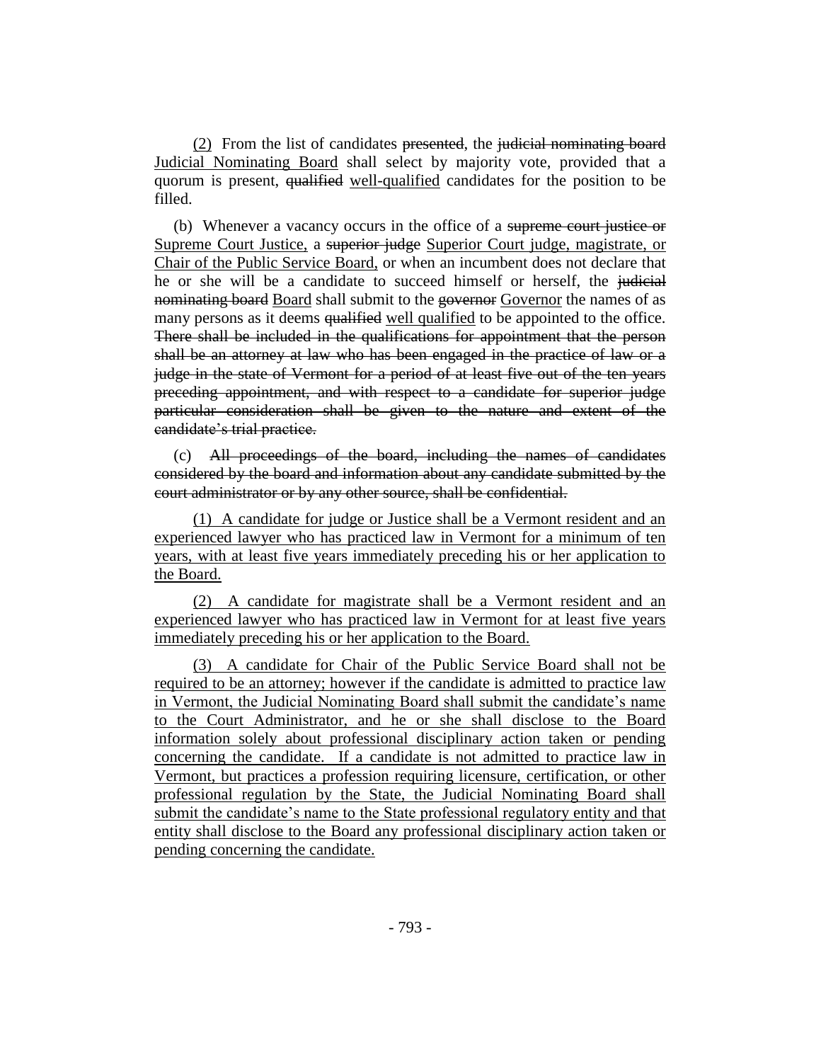(2) From the list of candidates ~~presented~~, the ~~judicial nominating board~~ Judicial Nominating Board shall select by majority vote, provided that a quorum is present, ~~qualified~~ well-qualified candidates for the position to be filled.

(b) Whenever a vacancy occurs in the office of a ~~supreme court justice or~~ Supreme Court Justice, a ~~superior judge~~ Superior Court judge, magistrate, or Chair of the Public Service Board, or when an incumbent does not declare that he or she will be a candidate to succeed himself or herself, the ~~judicial nominating board~~ Board shall submit to the ~~governor~~ Governor the names of as many persons as it deems ~~qualified~~ well qualified to be appointed to the office. ~~There shall be included in the qualifications for appointment that the person shall be an attorney at law who has been engaged in the practice of law or a judge in the state of Vermont for a period of at least five out of the ten years preceding appointment, and with respect to a candidate for superior judge particular consideration shall be given to the nature and extent of the candidate's trial practice.~~

(c) ~~All proceedings of the board, including the names of candidates considered by the board and information about any candidate submitted by the court administrator or by any other source, shall be confidential.~~

(1) A candidate for judge or Justice shall be a Vermont resident and an experienced lawyer who has practiced law in Vermont for a minimum of ten years, with at least five years immediately preceding his or her application to the Board.

(2) A candidate for magistrate shall be a Vermont resident and an experienced lawyer who has practiced law in Vermont for at least five years immediately preceding his or her application to the Board.

(3) A candidate for Chair of the Public Service Board shall not be required to be an attorney; however if the candidate is admitted to practice law in Vermont, the Judicial Nominating Board shall submit the candidate's name to the Court Administrator, and he or she shall disclose to the Board information solely about professional disciplinary action taken or pending concerning the candidate. If a candidate is not admitted to practice law in Vermont, but practices a profession requiring licensure, certification, or other professional regulation by the State, the Judicial Nominating Board shall submit the candidate's name to the State professional regulatory entity and that entity shall disclose to the Board any professional disciplinary action taken or pending concerning the candidate.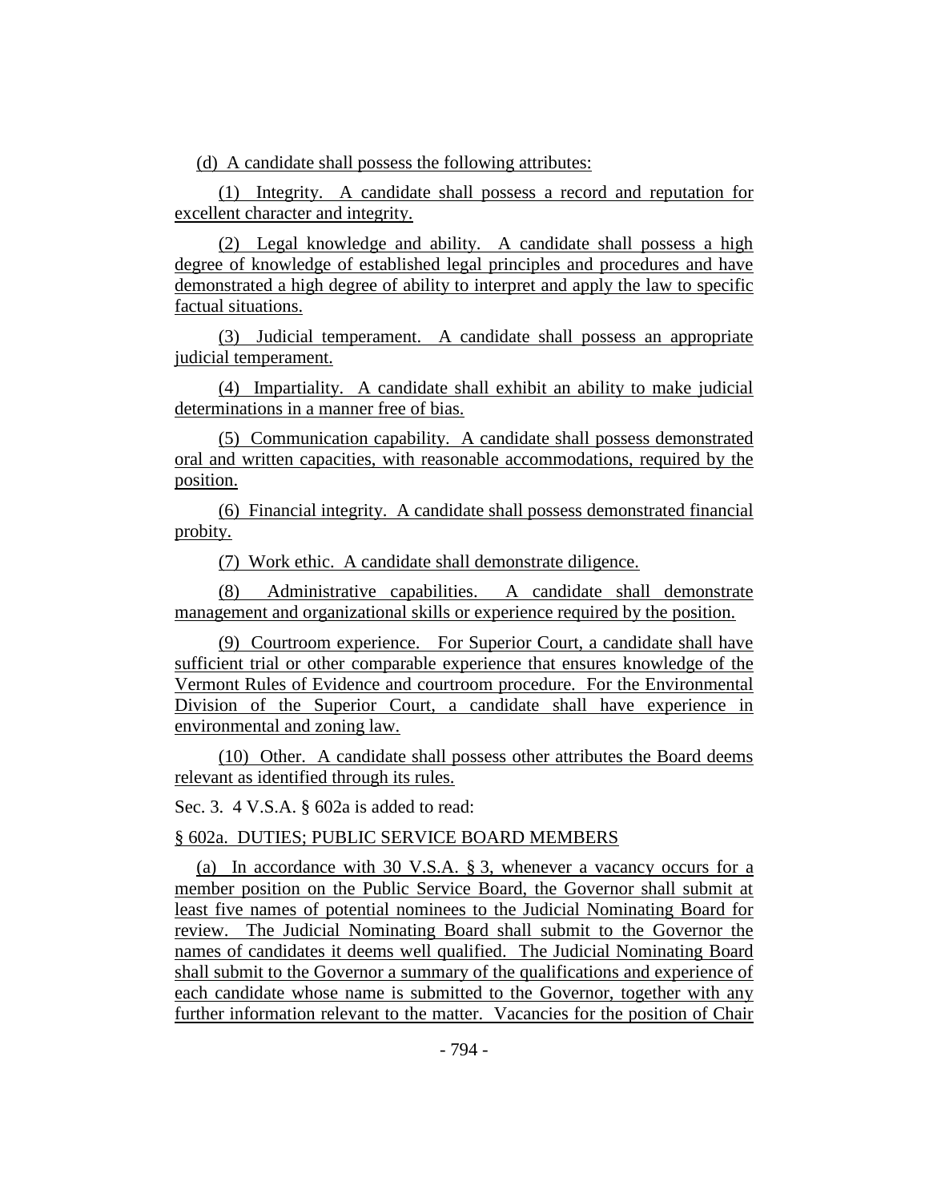(d) A candidate shall possess the following attributes:

(1) Integrity. A candidate shall possess a record and reputation for excellent character and integrity.

(2) Legal knowledge and ability. A candidate shall possess a high degree of knowledge of established legal principles and procedures and have demonstrated a high degree of ability to interpret and apply the law to specific factual situations.

(3) Judicial temperament. A candidate shall possess an appropriate judicial temperament.

(4) Impartiality. A candidate shall exhibit an ability to make judicial determinations in a manner free of bias.

(5) Communication capability. A candidate shall possess demonstrated oral and written capacities, with reasonable accommodations, required by the position.

(6) Financial integrity. A candidate shall possess demonstrated financial probity.

(7) Work ethic. A candidate shall demonstrate diligence.

(8) Administrative capabilities. A candidate shall demonstrate management and organizational skills or experience required by the position.

(9) Courtroom experience. For Superior Court, a candidate shall have sufficient trial or other comparable experience that ensures knowledge of the Vermont Rules of Evidence and courtroom procedure. For the Environmental Division of the Superior Court, a candidate shall have experience in environmental and zoning law.

(10) Other. A candidate shall possess other attributes the Board deems relevant as identified through its rules.

Sec. 3. 4 V.S.A. § 602a is added to read:

§ 602a. DUTIES; PUBLIC SERVICE BOARD MEMBERS

(a) In accordance with 30 V.S.A. § 3, whenever a vacancy occurs for a member position on the Public Service Board, the Governor shall submit at least five names of potential nominees to the Judicial Nominating Board for review. The Judicial Nominating Board shall submit to the Governor the names of candidates it deems well qualified. The Judicial Nominating Board shall submit to the Governor a summary of the qualifications and experience of each candidate whose name is submitted to the Governor, together with any further information relevant to the matter. Vacancies for the position of Chair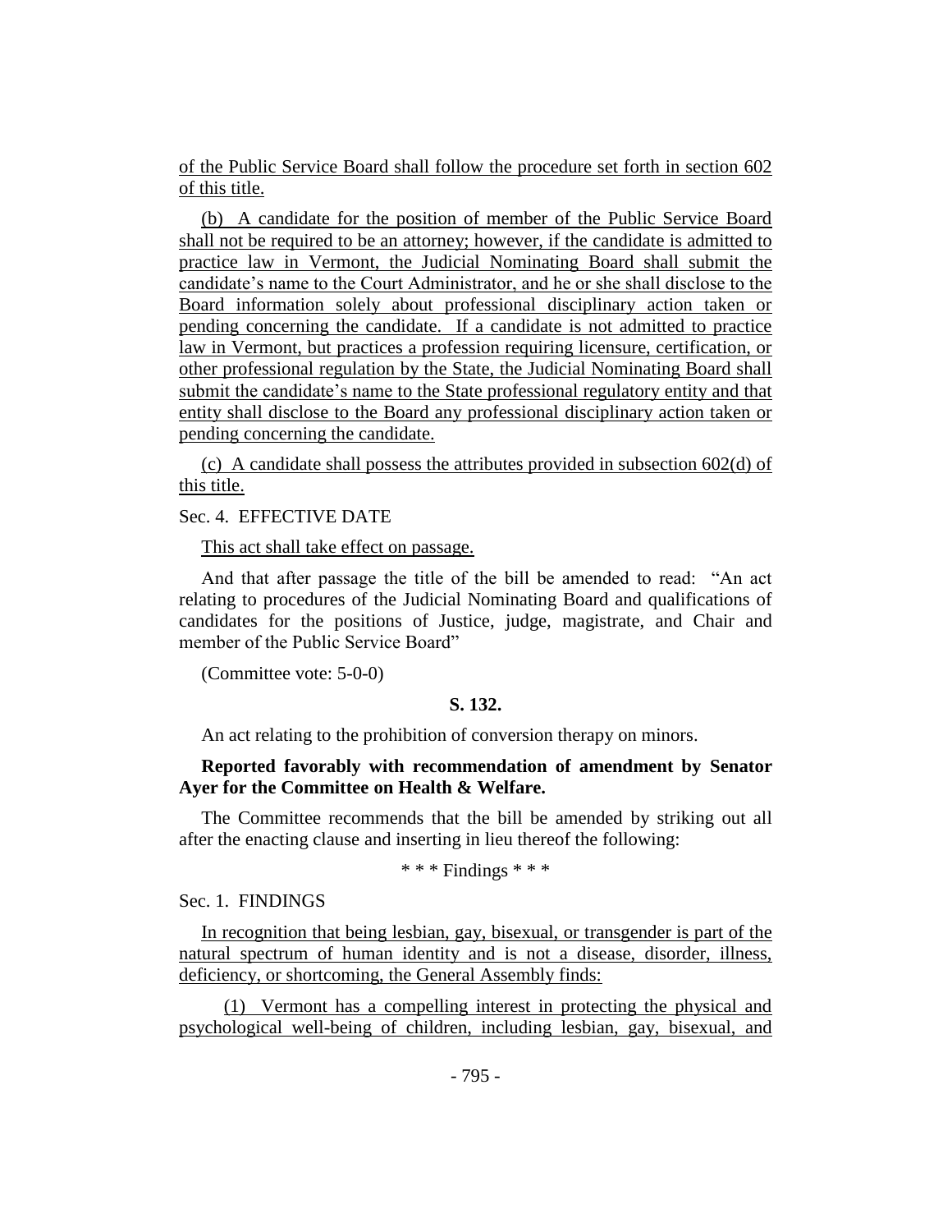of the Public Service Board shall follow the procedure set forth in section 602 of this title.

(b) A candidate for the position of member of the Public Service Board shall not be required to be an attorney; however, if the candidate is admitted to practice law in Vermont, the Judicial Nominating Board shall submit the candidate's name to the Court Administrator, and he or she shall disclose to the Board information solely about professional disciplinary action taken or pending concerning the candidate. If a candidate is not admitted to practice law in Vermont, but practices a profession requiring licensure, certification, or other professional regulation by the State, the Judicial Nominating Board shall submit the candidate's name to the State professional regulatory entity and that entity shall disclose to the Board any professional disciplinary action taken or pending concerning the candidate.

(c) A candidate shall possess the attributes provided in subsection 602(d) of this title.

Sec. 4. EFFECTIVE DATE

This act shall take effect on passage.

And that after passage the title of the bill be amended to read: "An act relating to procedures of the Judicial Nominating Board and qualifications of candidates for the positions of Justice, judge, magistrate, and Chair and member of the Public Service Board"

(Committee vote: 5-0-0)

**S. 132.**

An act relating to the prohibition of conversion therapy on minors.

**Reported favorably with recommendation of amendment by Senator Ayer for the Committee on Health & Welfare.**

The Committee recommends that the bill be amended by striking out all after the enacting clause and inserting in lieu thereof the following:

\* \* \* Findings \* \* \*

Sec. 1. FINDINGS

In recognition that being lesbian, gay, bisexual, or transgender is part of the natural spectrum of human identity and is not a disease, disorder, illness, deficiency, or shortcoming, the General Assembly finds:

(1) Vermont has a compelling interest in protecting the physical and psychological well-being of children, including lesbian, gay, bisexual, and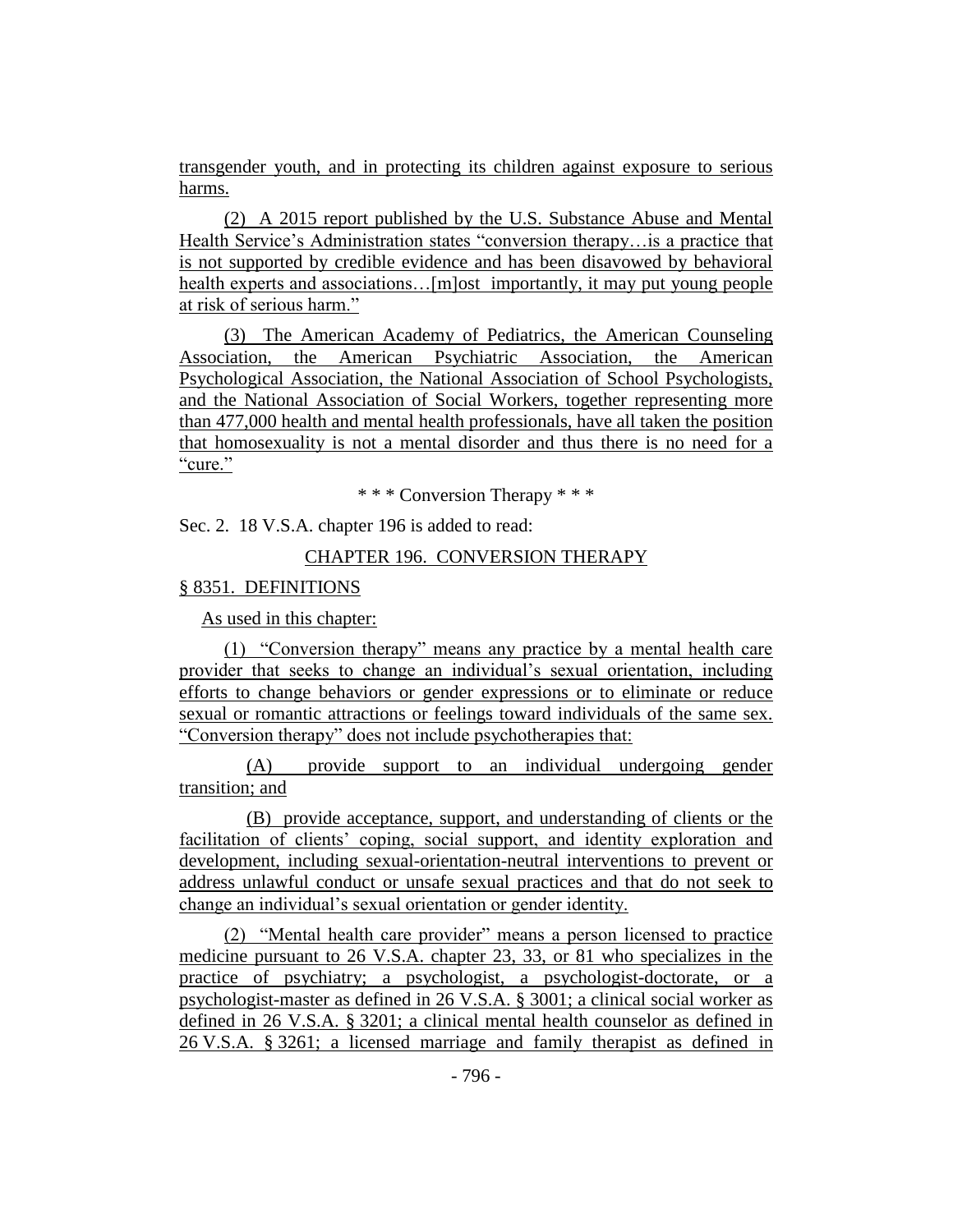transgender youth, and in protecting its children against exposure to serious harms.

(2) A 2015 report published by the U.S. Substance Abuse and Mental Health Service's Administration states "conversion therapy…is a practice that is not supported by credible evidence and has been disavowed by behavioral health experts and associations…[m]ost importantly, it may put young people at risk of serious harm."

(3) The American Academy of Pediatrics, the American Counseling Association, the American Psychiatric Association, the American Psychological Association, the National Association of School Psychologists, and the National Association of Social Workers, together representing more than 477,000 health and mental health professionals, have all taken the position that homosexuality is not a mental disorder and thus there is no need for a "cure."

\* \* \* Conversion Therapy \* \* \*

Sec. 2. 18 V.S.A. chapter 196 is added to read:

CHAPTER 196. CONVERSION THERAPY

§ 8351. DEFINITIONS

As used in this chapter:

(1) "Conversion therapy" means any practice by a mental health care provider that seeks to change an individual's sexual orientation, including efforts to change behaviors or gender expressions or to eliminate or reduce sexual or romantic attractions or feelings toward individuals of the same sex. "Conversion therapy" does not include psychotherapies that:

(A) provide support to an individual undergoing gender transition; and

(B) provide acceptance, support, and understanding of clients or the facilitation of clients' coping, social support, and identity exploration and development, including sexual-orientation-neutral interventions to prevent or address unlawful conduct or unsafe sexual practices and that do not seek to change an individual's sexual orientation or gender identity.

(2) "Mental health care provider" means a person licensed to practice medicine pursuant to 26 V.S.A. chapter 23, 33, or 81 who specializes in the practice of psychiatry; a psychologist, a psychologist-doctorate, or a psychologist-master as defined in 26 V.S.A. § 3001; a clinical social worker as defined in 26 V.S.A. § 3201; a clinical mental health counselor as defined in 26 V.S.A. § 3261; a licensed marriage and family therapist as defined in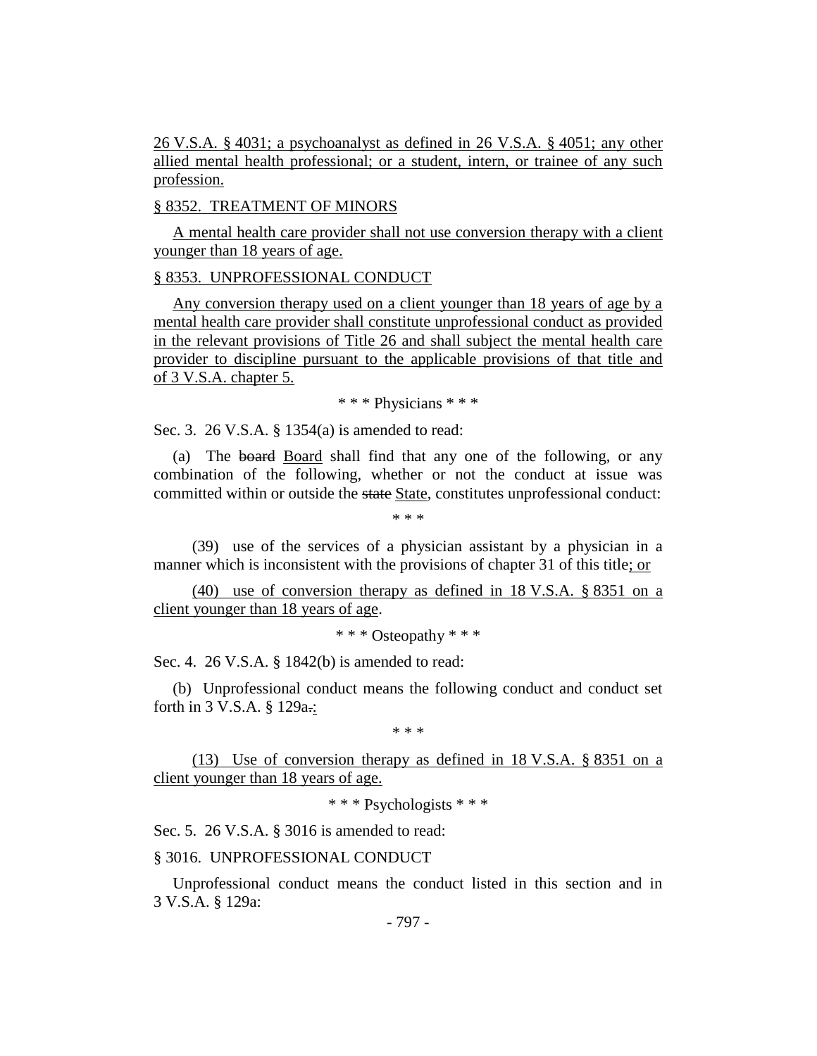26 V.S.A. § 4031; a psychoanalyst as defined in 26 V.S.A. § 4051; any other allied mental health professional; or a student, intern, or trainee of any such profession.

§ 8352. TREATMENT OF MINORS

A mental health care provider shall not use conversion therapy with a client younger than 18 years of age.

§ 8353. UNPROFESSIONAL CONDUCT

Any conversion therapy used on a client younger than 18 years of age by a mental health care provider shall constitute unprofessional conduct as provided in the relevant provisions of Title 26 and shall subject the mental health care provider to discipline pursuant to the applicable provisions of that title and of 3 V.S.A. chapter 5.

\* \* \* Physicians \* \* \*

Sec. 3. 26 V.S.A. § 1354(a) is amended to read:

(a) The ~~board~~ Board shall find that any one of the following, or any combination of the following, whether or not the conduct at issue was committed within or outside the ~~state~~ State, constitutes unprofessional conduct:

\* \* \*

(39) use of the services of a physician assistant by a physician in a manner which is inconsistent with the provisions of chapter 31 of this title; or

(40) use of conversion therapy as defined in 18 V.S.A. § 8351 on a client younger than 18 years of age.

\* \* \* Osteopathy \* \* \*

Sec. 4. 26 V.S.A. § 1842(b) is amended to read:

(b) Unprofessional conduct means the following conduct and conduct set forth in 3 V.S.A. § 129a~~.~~:

\* \* \*

(13) Use of conversion therapy as defined in 18 V.S.A. § 8351 on a client younger than 18 years of age.

\* \* \* Psychologists \* \* \*

Sec. 5. 26 V.S.A. § 3016 is amended to read:

§ 3016. UNPROFESSIONAL CONDUCT

Unprofessional conduct means the conduct listed in this section and in 3 V.S.A. § 129a: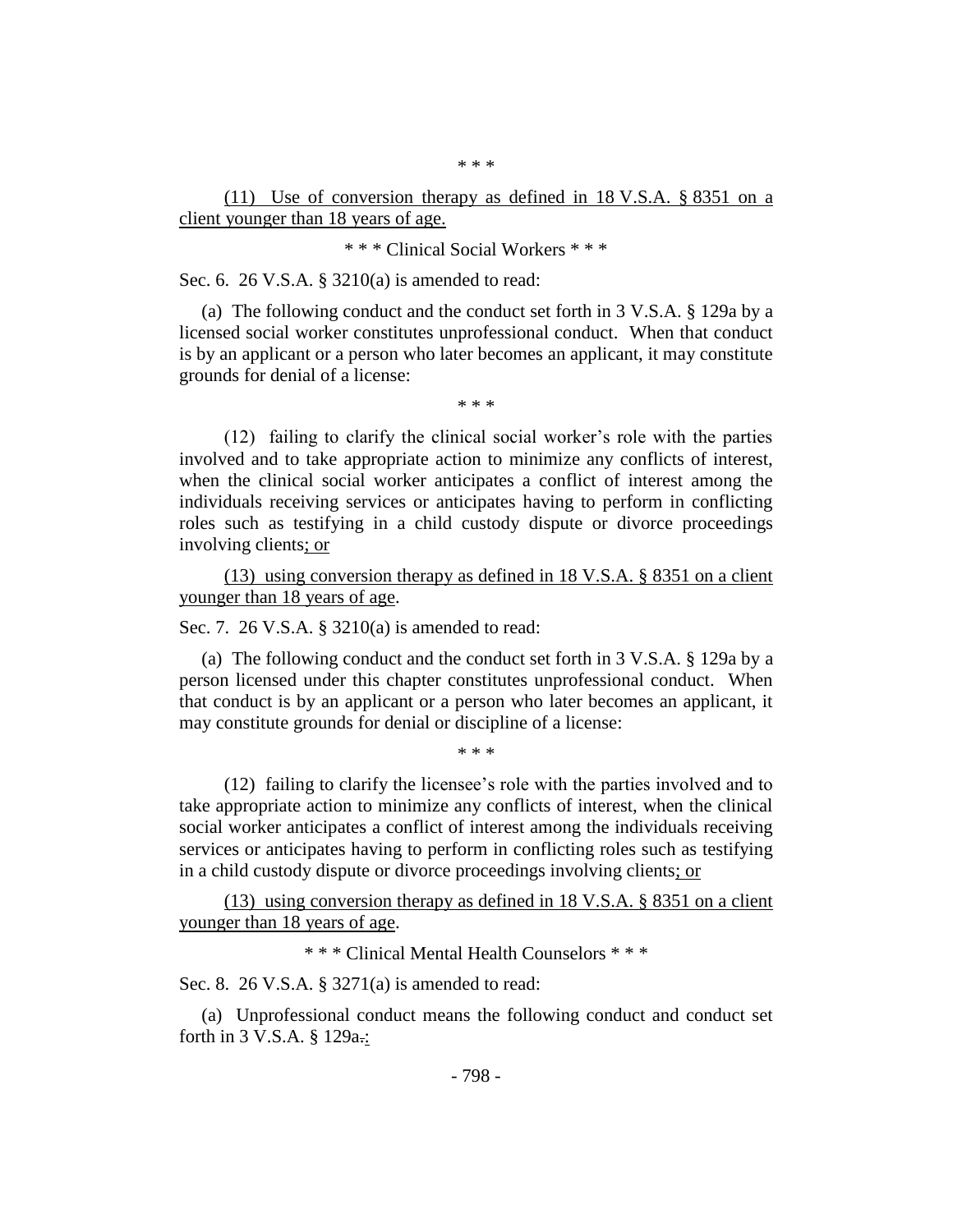\* \* \*

(11) Use of conversion therapy as defined in 18 V.S.A. § 8351 on a client younger than 18 years of age.

\* \* \* Clinical Social Workers \* \* \*

Sec. 6. 26 V.S.A. § 3210(a) is amended to read:

(a) The following conduct and the conduct set forth in 3 V.S.A. § 129a by a licensed social worker constitutes unprofessional conduct. When that conduct is by an applicant or a person who later becomes an applicant, it may constitute grounds for denial of a license:

\* \* \*

(12) failing to clarify the clinical social worker's role with the parties involved and to take appropriate action to minimize any conflicts of interest, when the clinical social worker anticipates a conflict of interest among the individuals receiving services or anticipates having to perform in conflicting roles such as testifying in a child custody dispute or divorce proceedings involving clients; or

(13) using conversion therapy as defined in 18 V.S.A. § 8351 on a client younger than 18 years of age.

Sec. 7. 26 V.S.A. § 3210(a) is amended to read:

(a) The following conduct and the conduct set forth in 3 V.S.A. § 129a by a person licensed under this chapter constitutes unprofessional conduct. When that conduct is by an applicant or a person who later becomes an applicant, it may constitute grounds for denial or discipline of a license:

\* \* \*

(12) failing to clarify the licensee's role with the parties involved and to take appropriate action to minimize any conflicts of interest, when the clinical social worker anticipates a conflict of interest among the individuals receiving services or anticipates having to perform in conflicting roles such as testifying in a child custody dispute or divorce proceedings involving clients; or

(13) using conversion therapy as defined in 18 V.S.A. § 8351 on a client younger than 18 years of age.

\* \* \* Clinical Mental Health Counselors \* \* \*

Sec. 8. 26 V.S.A. § 3271(a) is amended to read:

(a) Unprofessional conduct means the following conduct and conduct set forth in 3 V.S.A. § 129a.: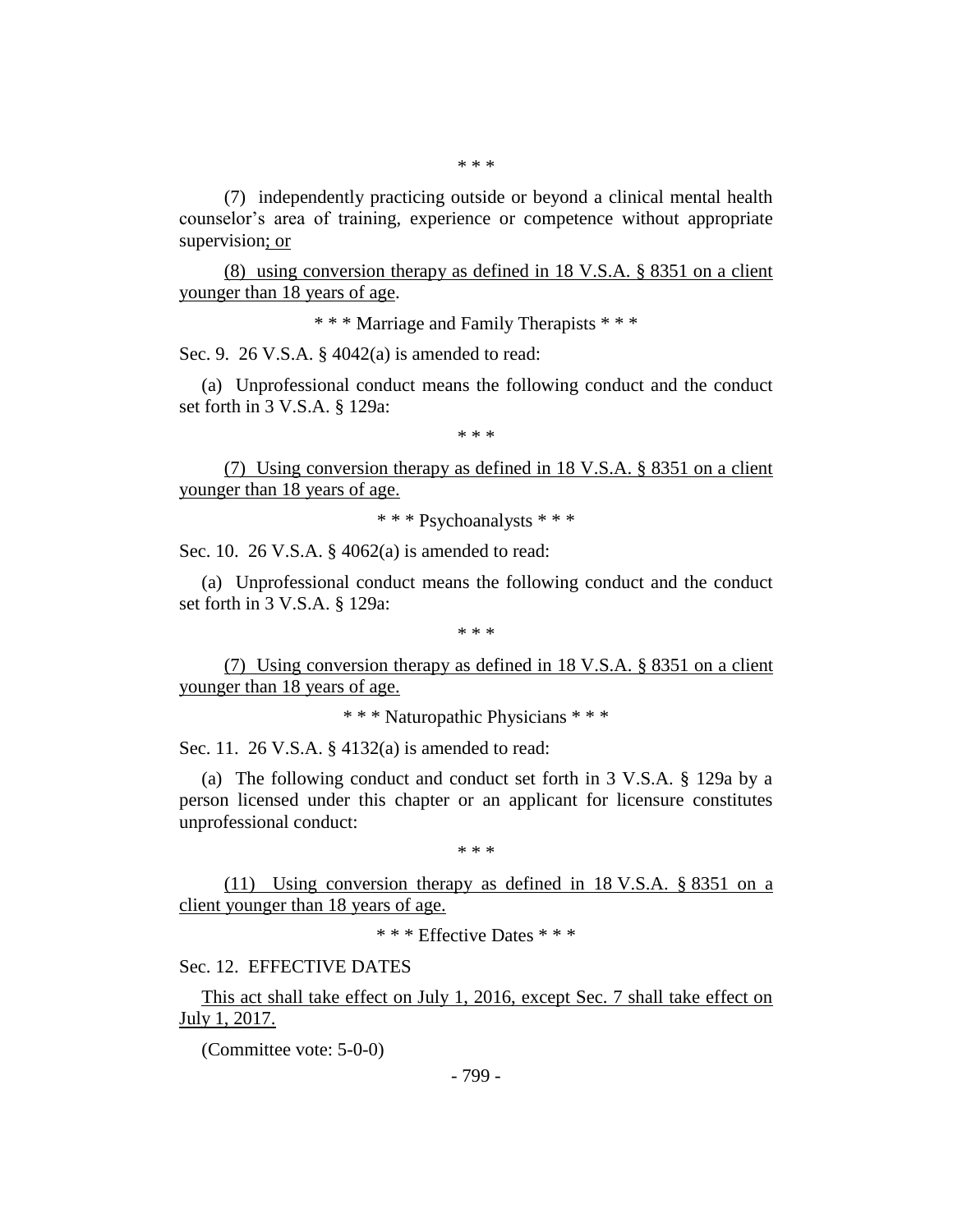\* \* \*

(7) independently practicing outside or beyond a clinical mental health counselor's area of training, experience or competence without appropriate supervision<u>; or</u>

<u>(8) using conversion therapy as defined in 18 V.S.A. § 8351 on a client younger than 18 years of age</u>.

\* \* \* Marriage and Family Therapists \* \* \*

Sec. 9. 26 V.S.A. § 4042(a) is amended to read:

(a) Unprofessional conduct means the following conduct and the conduct set forth in 3 V.S.A. § 129a:

\* \* \*

<u>(7) Using conversion therapy as defined in 18 V.S.A. § 8351 on a client younger than 18 years of age.</u>

\* \* \* Psychoanalysts \* \* \*

Sec. 10. 26 V.S.A. § 4062(a) is amended to read:

(a) Unprofessional conduct means the following conduct and the conduct set forth in 3 V.S.A. § 129a:

\* \* \*

<u>(7) Using conversion therapy as defined in 18 V.S.A. § 8351 on a client younger than 18 years of age.</u>

\* \* \* Naturopathic Physicians \* \* \*

Sec. 11. 26 V.S.A. § 4132(a) is amended to read:

(a) The following conduct and conduct set forth in 3 V.S.A. § 129a by a person licensed under this chapter or an applicant for licensure constitutes unprofessional conduct:

\* \* \*

<u>(11) Using conversion therapy as defined in 18 V.S.A. § 8351 on a client younger than 18 years of age.</u>

\* \* \* Effective Dates \* \* \*

Sec. 12. EFFECTIVE DATES

<u>This act shall take effect on July 1, 2016, except Sec. 7 shall take effect on July 1, 2017.</u>

(Committee vote: 5-0-0)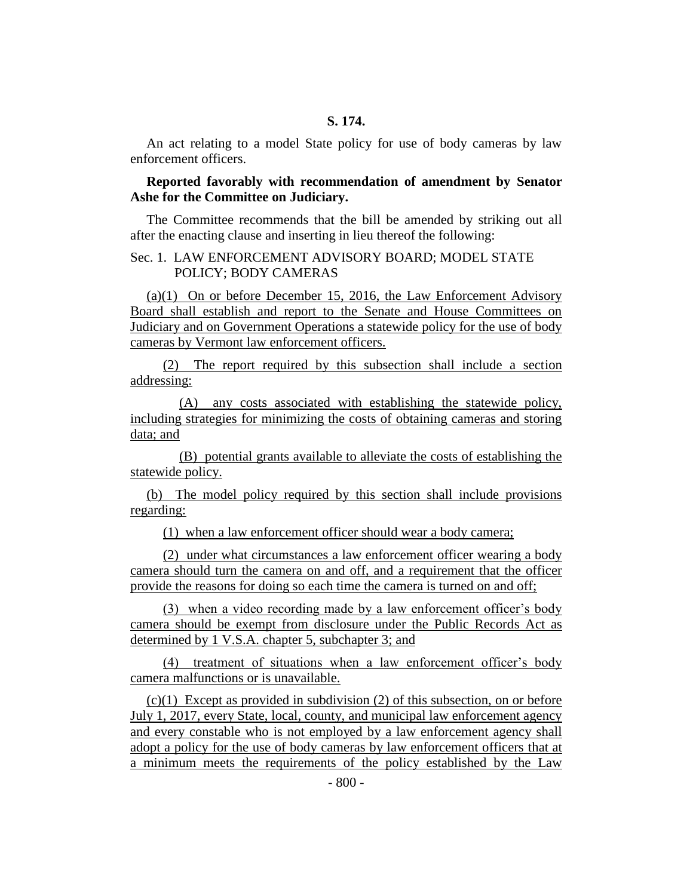**S. 174.**

An act relating to a model State policy for use of body cameras by law enforcement officers.

**Reported favorably with recommendation of amendment by Senator Ashe for the Committee on Judiciary.**

The Committee recommends that the bill be amended by striking out all after the enacting clause and inserting in lieu thereof the following:

Sec. 1. LAW ENFORCEMENT ADVISORY BOARD; MODEL STATE POLICY; BODY CAMERAS

(a)(1) On or before December 15, 2016, the Law Enforcement Advisory Board shall establish and report to the Senate and House Committees on Judiciary and on Government Operations a statewide policy for the use of body cameras by Vermont law enforcement officers.

(2) The report required by this subsection shall include a section addressing:

(A) any costs associated with establishing the statewide policy, including strategies for minimizing the costs of obtaining cameras and storing data; and

(B) potential grants available to alleviate the costs of establishing the statewide policy.

(b) The model policy required by this section shall include provisions regarding:

(1) when a law enforcement officer should wear a body camera;

(2) under what circumstances a law enforcement officer wearing a body camera should turn the camera on and off, and a requirement that the officer provide the reasons for doing so each time the camera is turned on and off;

(3) when a video recording made by a law enforcement officer's body camera should be exempt from disclosure under the Public Records Act as determined by 1 V.S.A. chapter 5, subchapter 3; and

(4) treatment of situations when a law enforcement officer's body camera malfunctions or is unavailable.

(c)(1) Except as provided in subdivision (2) of this subsection, on or before July 1, 2017, every State, local, county, and municipal law enforcement agency and every constable who is not employed by a law enforcement agency shall adopt a policy for the use of body cameras by law enforcement officers that at a minimum meets the requirements of the policy established by the Law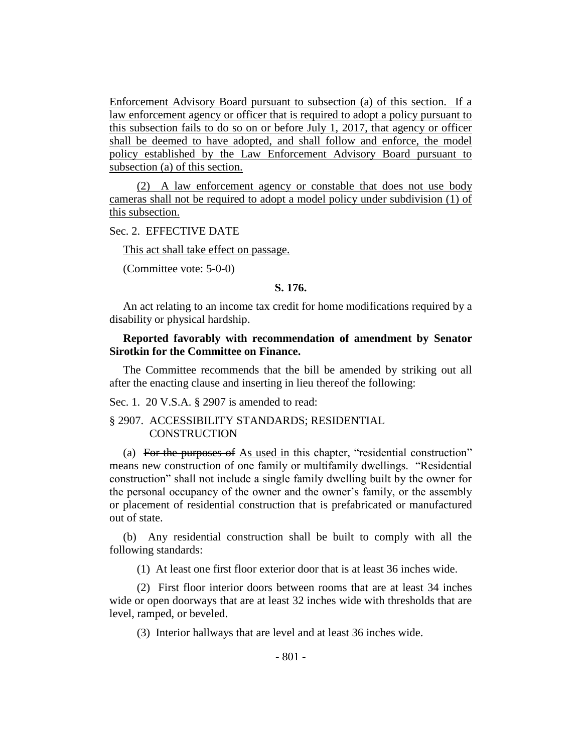Enforcement Advisory Board pursuant to subsection (a) of this section. If a law enforcement agency or officer that is required to adopt a policy pursuant to this subsection fails to do so on or before July 1, 2017, that agency or officer shall be deemed to have adopted, and shall follow and enforce, the model policy established by the Law Enforcement Advisory Board pursuant to subsection (a) of this section.

(2) A law enforcement agency or constable that does not use body cameras shall not be required to adopt a model policy under subdivision (1) of this subsection.

Sec. 2. EFFECTIVE DATE

This act shall take effect on passage.

(Committee vote: 5-0-0)

**S. 176.**

An act relating to an income tax credit for home modifications required by a disability or physical hardship.

**Reported favorably with recommendation of amendment by Senator Sirotkin for the Committee on Finance.**

The Committee recommends that the bill be amended by striking out all after the enacting clause and inserting in lieu thereof the following:

Sec. 1. 20 V.S.A. § 2907 is amended to read:

§ 2907. ACCESSIBILITY STANDARDS; RESIDENTIAL CONSTRUCTION

(a) ~~For the purposes of~~ As used in this chapter, "residential construction" means new construction of one family or multifamily dwellings. "Residential construction" shall not include a single family dwelling built by the owner for the personal occupancy of the owner and the owner's family, or the assembly or placement of residential construction that is prefabricated or manufactured out of state.

(b) Any residential construction shall be built to comply with all the following standards:

(1) At least one first floor exterior door that is at least 36 inches wide.

(2) First floor interior doors between rooms that are at least 34 inches wide or open doorways that are at least 32 inches wide with thresholds that are level, ramped, or beveled.

(3) Interior hallways that are level and at least 36 inches wide.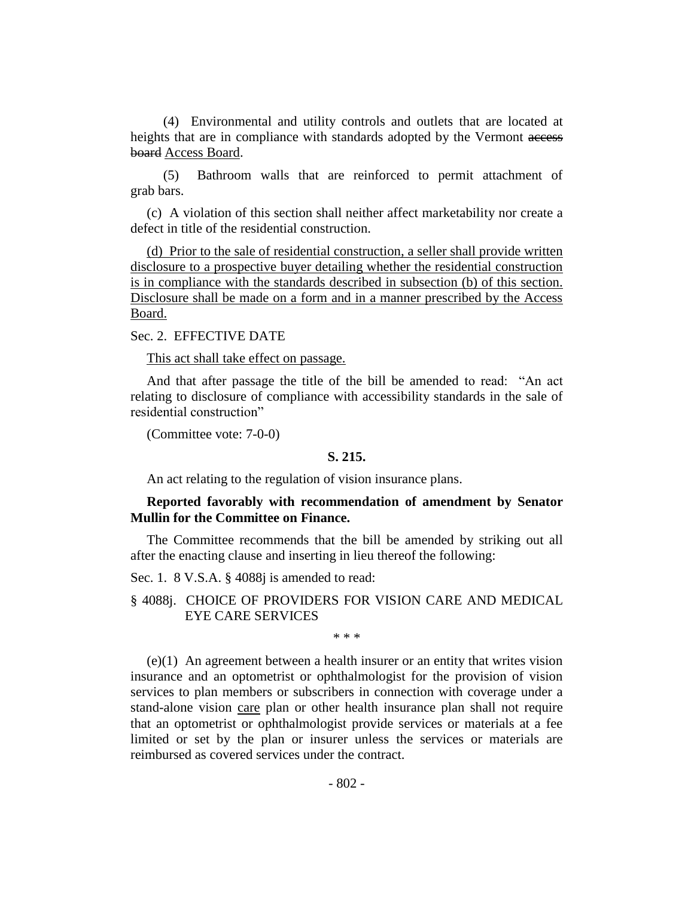(4) Environmental and utility controls and outlets that are located at heights that are in compliance with standards adopted by the Vermont ~~access board~~ Access Board.

(5) Bathroom walls that are reinforced to permit attachment of grab bars.

(c) A violation of this section shall neither affect marketability nor create a defect in title of the residential construction.

<u>(d) Prior to the sale of residential construction, a seller shall provide written disclosure to a prospective buyer detailing whether the residential construction is in compliance with the standards described in subsection (b) of this section. Disclosure shall be made on a form and in a manner prescribed by the Access Board.</u>

Sec. 2. EFFECTIVE DATE

<u>This act shall take effect on passage.</u>

And that after passage the title of the bill be amended to read: "An act relating to disclosure of compliance with accessibility standards in the sale of residential construction"

(Committee vote: 7-0-0)

**S. 215.**

An act relating to the regulation of vision insurance plans.

**Reported favorably with recommendation of amendment by Senator Mullin for the Committee on Finance.**

The Committee recommends that the bill be amended by striking out all after the enacting clause and inserting in lieu thereof the following:

Sec. 1. 8 V.S.A. § 4088j is amended to read:

§ 4088j. CHOICE OF PROVIDERS FOR VISION CARE AND MEDICAL EYE CARE SERVICES

\* \* \*

(e)(1) An agreement between a health insurer or an entity that writes vision insurance and an optometrist or ophthalmologist for the provision of vision services to plan members or subscribers in connection with coverage under a stand-alone vision <u>care</u> plan or other health insurance plan shall not require that an optometrist or ophthalmologist provide services or materials at a fee limited or set by the plan or insurer unless the services or materials are reimbursed as covered services under the contract.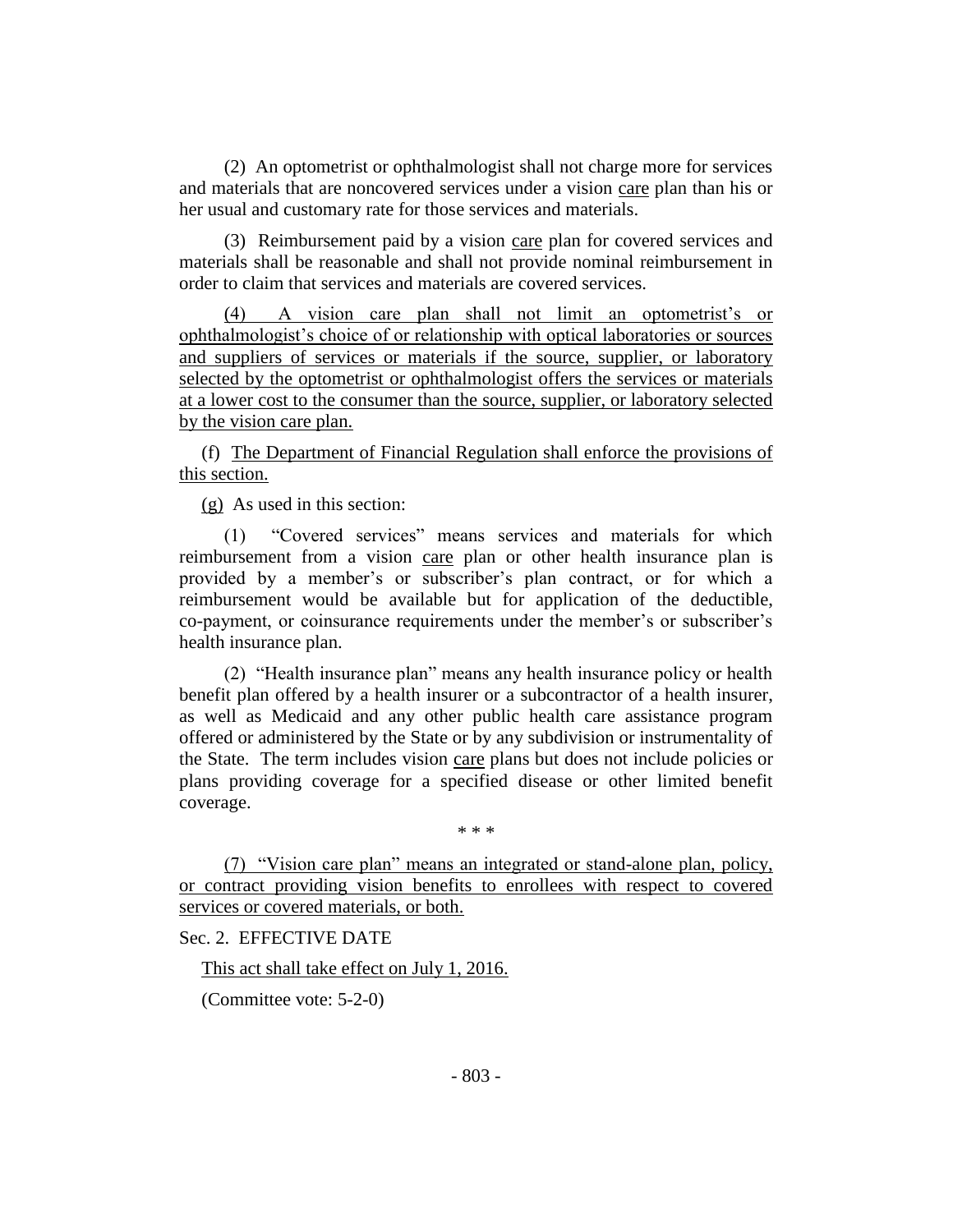(2) An optometrist or ophthalmologist shall not charge more for services and materials that are noncovered services under a vision care plan than his or her usual and customary rate for those services and materials.

(3) Reimbursement paid by a vision care plan for covered services and materials shall be reasonable and shall not provide nominal reimbursement in order to claim that services and materials are covered services.

(4) A vision care plan shall not limit an optometrist's or ophthalmologist's choice of or relationship with optical laboratories or sources and suppliers of services or materials if the source, supplier, or laboratory selected by the optometrist or ophthalmologist offers the services or materials at a lower cost to the consumer than the source, supplier, or laboratory selected by the vision care plan.

(f) The Department of Financial Regulation shall enforce the provisions of this section.

(g) As used in this section:

(1) "Covered services" means services and materials for which reimbursement from a vision care plan or other health insurance plan is provided by a member's or subscriber's plan contract, or for which a reimbursement would be available but for application of the deductible, co-payment, or coinsurance requirements under the member's or subscriber's health insurance plan.

(2) "Health insurance plan" means any health insurance policy or health benefit plan offered by a health insurer or a subcontractor of a health insurer, as well as Medicaid and any other public health care assistance program offered or administered by the State or by any subdivision or instrumentality of the State. The term includes vision care plans but does not include policies or plans providing coverage for a specified disease or other limited benefit coverage.

\* \* \*

(7) "Vision care plan" means an integrated or stand-alone plan, policy, or contract providing vision benefits to enrollees with respect to covered services or covered materials, or both.

Sec. 2. EFFECTIVE DATE

This act shall take effect on July 1, 2016.

(Committee vote: 5-2-0)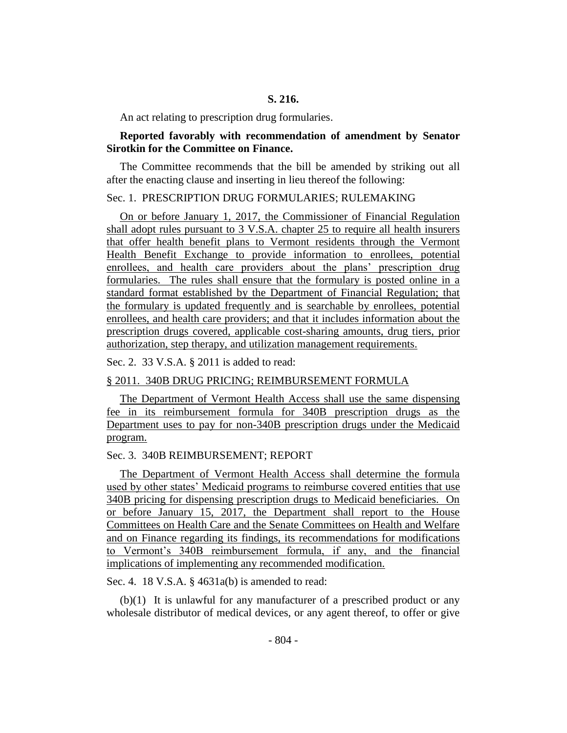**S. 216.**

An act relating to prescription drug formularies.

**Reported favorably with recommendation of amendment by Senator Sirotkin for the Committee on Finance.**

The Committee recommends that the bill be amended by striking out all after the enacting clause and inserting in lieu thereof the following:

Sec. 1. PRESCRIPTION DRUG FORMULARIES; RULEMAKING

On or before January 1, 2017, the Commissioner of Financial Regulation shall adopt rules pursuant to 3 V.S.A. chapter 25 to require all health insurers that offer health benefit plans to Vermont residents through the Vermont Health Benefit Exchange to provide information to enrollees, potential enrollees, and health care providers about the plans' prescription drug formularies. The rules shall ensure that the formulary is posted online in a standard format established by the Department of Financial Regulation; that the formulary is updated frequently and is searchable by enrollees, potential enrollees, and health care providers; and that it includes information about the prescription drugs covered, applicable cost-sharing amounts, drug tiers, prior authorization, step therapy, and utilization management requirements.

Sec. 2. 33 V.S.A. § 2011 is added to read:

§ 2011. 340B DRUG PRICING; REIMBURSEMENT FORMULA

The Department of Vermont Health Access shall use the same dispensing fee in its reimbursement formula for 340B prescription drugs as the Department uses to pay for non-340B prescription drugs under the Medicaid program.

Sec. 3. 340B REIMBURSEMENT; REPORT

The Department of Vermont Health Access shall determine the formula used by other states' Medicaid programs to reimburse covered entities that use 340B pricing for dispensing prescription drugs to Medicaid beneficiaries. On or before January 15, 2017, the Department shall report to the House Committees on Health Care and the Senate Committees on Health and Welfare and on Finance regarding its findings, its recommendations for modifications to Vermont's 340B reimbursement formula, if any, and the financial implications of implementing any recommended modification.

Sec. 4. 18 V.S.A. § 4631a(b) is amended to read:

(b)(1) It is unlawful for any manufacturer of a prescribed product or any wholesale distributor of medical devices, or any agent thereof, to offer or give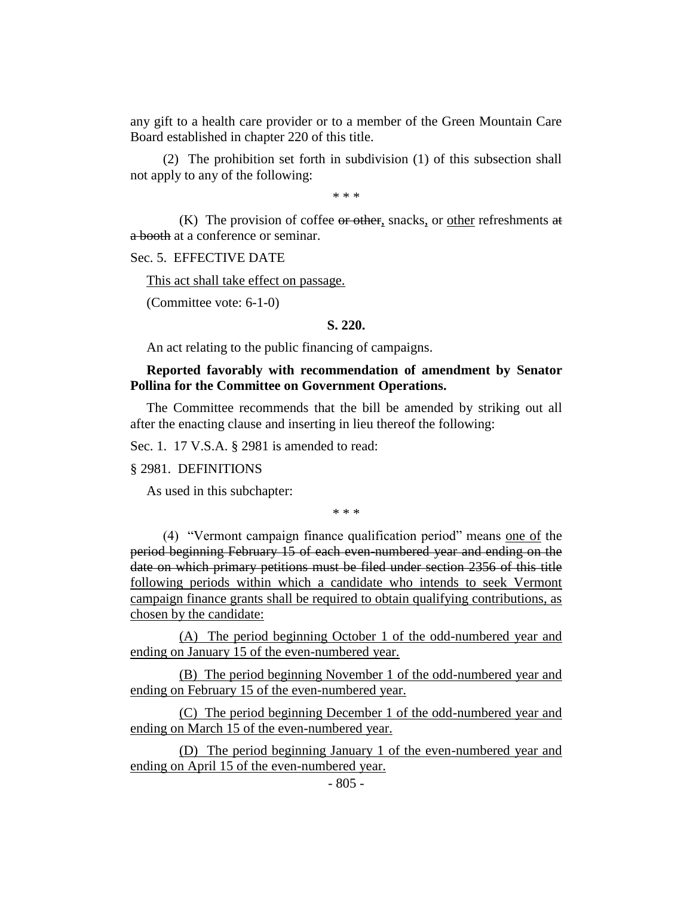any gift to a health care provider or to a member of the Green Mountain Care Board established in chapter 220 of this title.

(2) The prohibition set forth in subdivision (1) of this subsection shall not apply to any of the following:

\* \* \*

(K) The provision of coffee ~~or other~~, snacks, or <u>other</u> refreshments ~~at a booth~~ at a conference or seminar.

Sec. 5. EFFECTIVE DATE

<u>This act shall take effect on passage.</u>

(Committee vote: 6-1-0)

**S. 220.**

An act relating to the public financing of campaigns.

**Reported favorably with recommendation of amendment by Senator Pollina for the Committee on Government Operations.**

The Committee recommends that the bill be amended by striking out all after the enacting clause and inserting in lieu thereof the following:

Sec. 1. 17 V.S.A. § 2981 is amended to read:

§ 2981. DEFINITIONS

As used in this subchapter:

\* \* \*

(4) "Vermont campaign finance qualification period" means <u>one of</u> the ~~period beginning February 15 of each even-numbered year and ending on the date on which primary petitions must be filed under section 2356 of this title~~ <u>following periods within which a candidate who intends to seek Vermont campaign finance grants shall be required to obtain qualifying contributions, as chosen by the candidate:</u>

<u>(A) The period beginning October 1 of the odd-numbered year and ending on January 15 of the even-numbered year.</u>

<u>(B) The period beginning November 1 of the odd-numbered year and ending on February 15 of the even-numbered year.</u>

<u>(C) The period beginning December 1 of the odd-numbered year and ending on March 15 of the even-numbered year.</u>

<u>(D) The period beginning January 1 of the even-numbered year and ending on April 15 of the even-numbered year.</u>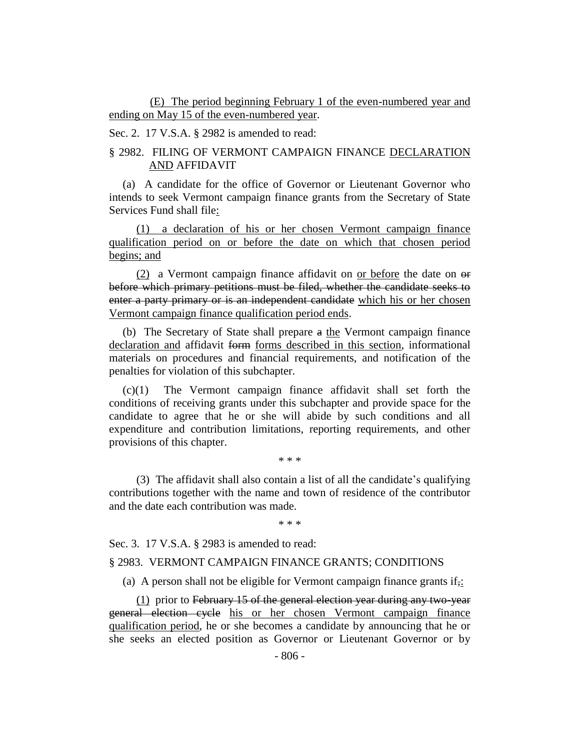(E) The period beginning February 1 of the even-numbered year and ending on May 15 of the even-numbered year.

Sec. 2. 17 V.S.A. § 2982 is amended to read:

§ 2982. FILING OF VERMONT CAMPAIGN FINANCE DECLARATION AND AFFIDAVIT

(a) A candidate for the office of Governor or Lieutenant Governor who intends to seek Vermont campaign finance grants from the Secretary of State Services Fund shall file:

(1) a declaration of his or her chosen Vermont campaign finance qualification period on or before the date on which that chosen period begins; and

(2) a Vermont campaign finance affidavit on or before the date on ~~or before which primary petitions must be filed, whether the candidate seeks to enter a party primary or is an independent candidate~~ which his or her chosen Vermont campaign finance qualification period ends.

(b) The Secretary of State shall prepare ~~a~~ the Vermont campaign finance declaration and affidavit ~~form~~ forms described in this section, informational materials on procedures and financial requirements, and notification of the penalties for violation of this subchapter.

(c)(1) The Vermont campaign finance affidavit shall set forth the conditions of receiving grants under this subchapter and provide space for the candidate to agree that he or she will abide by such conditions and all expenditure and contribution limitations, reporting requirements, and other provisions of this chapter.

\* \* \*

(3) The affidavit shall also contain a list of all the candidate's qualifying contributions together with the name and town of residence of the contributor and the date each contribution was made.

\* \* \*

Sec. 3. 17 V.S.A. § 2983 is amended to read:

§ 2983. VERMONT CAMPAIGN FINANCE GRANTS; CONDITIONS

(a) A person shall not be eligible for Vermont campaign finance grants if~~,~~:

(1) prior to ~~February 15 of the general election year during any two-year general election cycle~~ his or her chosen Vermont campaign finance qualification period, he or she becomes a candidate by announcing that he or she seeks an elected position as Governor or Lieutenant Governor or by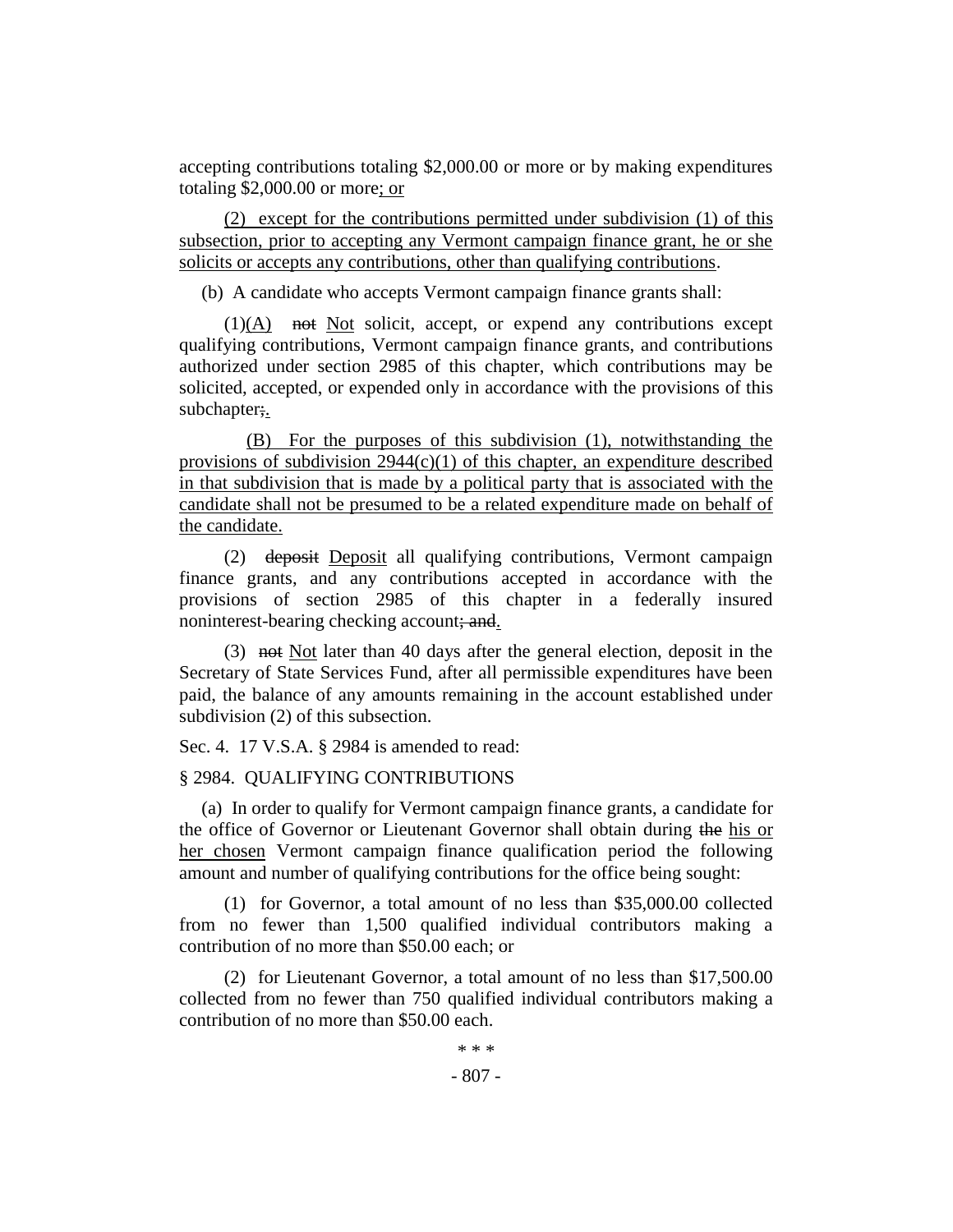accepting contributions totaling $2,000.00 or more or by making expenditures totaling $2,000.00 or more<u>; or</u>

<u>(2) except for the contributions permitted under subdivision (1) of this subsection, prior to accepting any Vermont campaign finance grant, he or she solicits or accepts any contributions, other than qualifying contributions</u>.

(b) A candidate who accepts Vermont campaign finance grants shall:

(1)<u>(A)</u> ~~not~~ <u>Not</u> solicit, accept, or expend any contributions except qualifying contributions, Vermont campaign finance grants, and contributions authorized under section 2985 of this chapter, which contributions may be solicited, accepted, or expended only in accordance with the provisions of this subchapter~~;~~<u>.</u>

<u>(B) For the purposes of this subdivision (1), notwithstanding the provisions of subdivision 2944(c)(1) of this chapter, an expenditure described in that subdivision that is made by a political party that is associated with the candidate shall not be presumed to be a related expenditure made on behalf of the candidate.</u>

(2) ~~deposit~~ <u>Deposit</u> all qualifying contributions, Vermont campaign finance grants, and any contributions accepted in accordance with the provisions of section 2985 of this chapter in a federally insured noninterest-bearing checking account~~; and~~<u>.</u>

(3) ~~not~~ <u>Not</u> later than 40 days after the general election, deposit in the Secretary of State Services Fund, after all permissible expenditures have been paid, the balance of any amounts remaining in the account established under subdivision (2) of this subsection.

Sec. 4. 17 V.S.A. § 2984 is amended to read:

§ 2984. QUALIFYING CONTRIBUTIONS

(a) In order to qualify for Vermont campaign finance grants, a candidate for the office of Governor or Lieutenant Governor shall obtain during ~~the~~ <u>his or her chosen</u> Vermont campaign finance qualification period the following amount and number of qualifying contributions for the office being sought:

(1) for Governor, a total amount of no less than $35,000.00 collected from no fewer than 1,500 qualified individual contributors making a contribution of no more than $50.00 each; or

(2) for Lieutenant Governor, a total amount of no less than $17,500.00 collected from no fewer than 750 qualified individual contributors making a contribution of no more than $50.00 each.

\* \* \*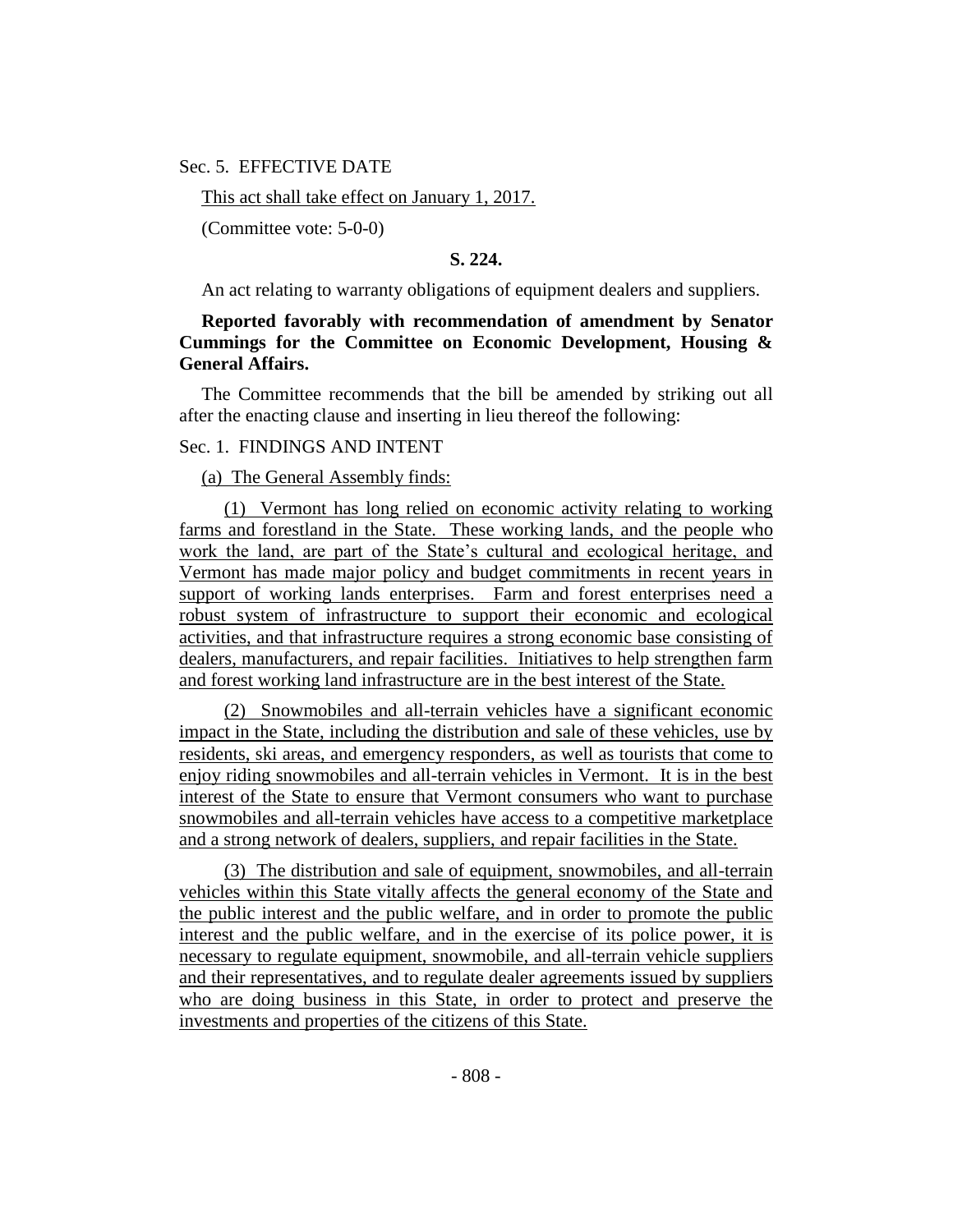Sec. 5. EFFECTIVE DATE

This act shall take effect on January 1, 2017.

(Committee vote: 5-0-0)

**S. 224.**

An act relating to warranty obligations of equipment dealers and suppliers.

**Reported favorably with recommendation of amendment by Senator Cummings for the Committee on Economic Development, Housing & General Affairs.**

The Committee recommends that the bill be amended by striking out all after the enacting clause and inserting in lieu thereof the following:

Sec. 1. FINDINGS AND INTENT

(a) The General Assembly finds:

(1) Vermont has long relied on economic activity relating to working farms and forestland in the State. These working lands, and the people who work the land, are part of the State's cultural and ecological heritage, and Vermont has made major policy and budget commitments in recent years in support of working lands enterprises. Farm and forest enterprises need a robust system of infrastructure to support their economic and ecological activities, and that infrastructure requires a strong economic base consisting of dealers, manufacturers, and repair facilities. Initiatives to help strengthen farm and forest working land infrastructure are in the best interest of the State.

(2) Snowmobiles and all-terrain vehicles have a significant economic impact in the State, including the distribution and sale of these vehicles, use by residents, ski areas, and emergency responders, as well as tourists that come to enjoy riding snowmobiles and all-terrain vehicles in Vermont. It is in the best interest of the State to ensure that Vermont consumers who want to purchase snowmobiles and all-terrain vehicles have access to a competitive marketplace and a strong network of dealers, suppliers, and repair facilities in the State.

(3) The distribution and sale of equipment, snowmobiles, and all-terrain vehicles within this State vitally affects the general economy of the State and the public interest and the public welfare, and in order to promote the public interest and the public welfare, and in the exercise of its police power, it is necessary to regulate equipment, snowmobile, and all-terrain vehicle suppliers and their representatives, and to regulate dealer agreements issued by suppliers who are doing business in this State, in order to protect and preserve the investments and properties of the citizens of this State.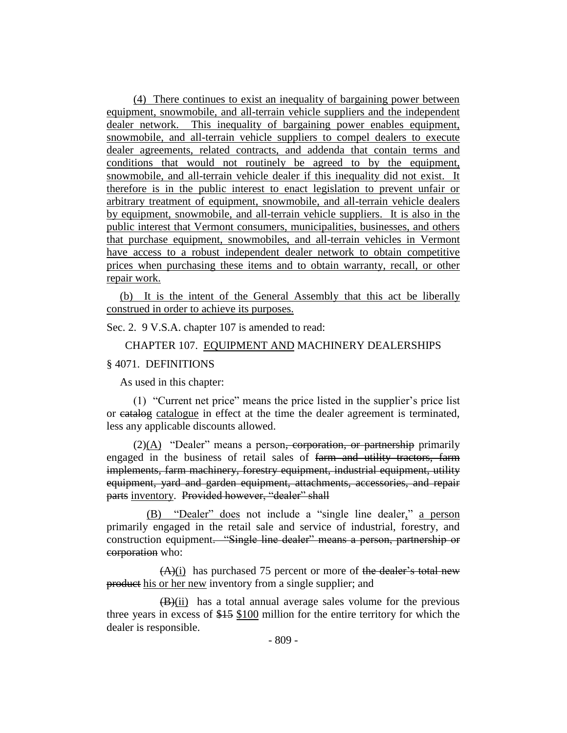(4) There continues to exist an inequality of bargaining power between equipment, snowmobile, and all-terrain vehicle suppliers and the independent dealer network. This inequality of bargaining power enables equipment, snowmobile, and all-terrain vehicle suppliers to compel dealers to execute dealer agreements, related contracts, and addenda that contain terms and conditions that would not routinely be agreed to by the equipment, snowmobile, and all-terrain vehicle dealer if this inequality did not exist. It therefore is in the public interest to enact legislation to prevent unfair or arbitrary treatment of equipment, snowmobile, and all-terrain vehicle dealers by equipment, snowmobile, and all-terrain vehicle suppliers. It is also in the public interest that Vermont consumers, municipalities, businesses, and others that purchase equipment, snowmobiles, and all-terrain vehicles in Vermont have access to a robust independent dealer network to obtain competitive prices when purchasing these items and to obtain warranty, recall, or other repair work.

(b) It is the intent of the General Assembly that this act be liberally construed in order to achieve its purposes.

Sec. 2. 9 V.S.A. chapter 107 is amended to read:

CHAPTER 107. EQUIPMENT AND MACHINERY DEALERSHIPS

§ 4071. DEFINITIONS

As used in this chapter:

(1) "Current net price" means the price listed in the supplier's price list or ~~catalog~~ catalogue in effect at the time the dealer agreement is terminated, less any applicable discounts allowed.

(2)(A) "Dealer" means a person~~, corporation, or partnership~~ primarily engaged in the business of retail sales of ~~farm and utility tractors, farm implements, farm machinery, forestry equipment, industrial equipment, utility equipment, yard and garden equipment, attachments, accessories, and repair parts~~ inventory. ~~Provided however, "dealer" shall~~

(B) "Dealer" does not include a "single line dealer," a person primarily engaged in the retail sale and service of industrial, forestry, and construction equipment~~. "Single line dealer" means a person, partnership or corporation~~ who:

~~(A)~~(i) has purchased 75 percent or more of ~~the dealer's total new product~~ his or her new inventory from a single supplier; and

~~(B)~~(ii) has a total annual average sales volume for the previous three years in excess of ~~$15~~ $100 million for the entire territory for which the dealer is responsible.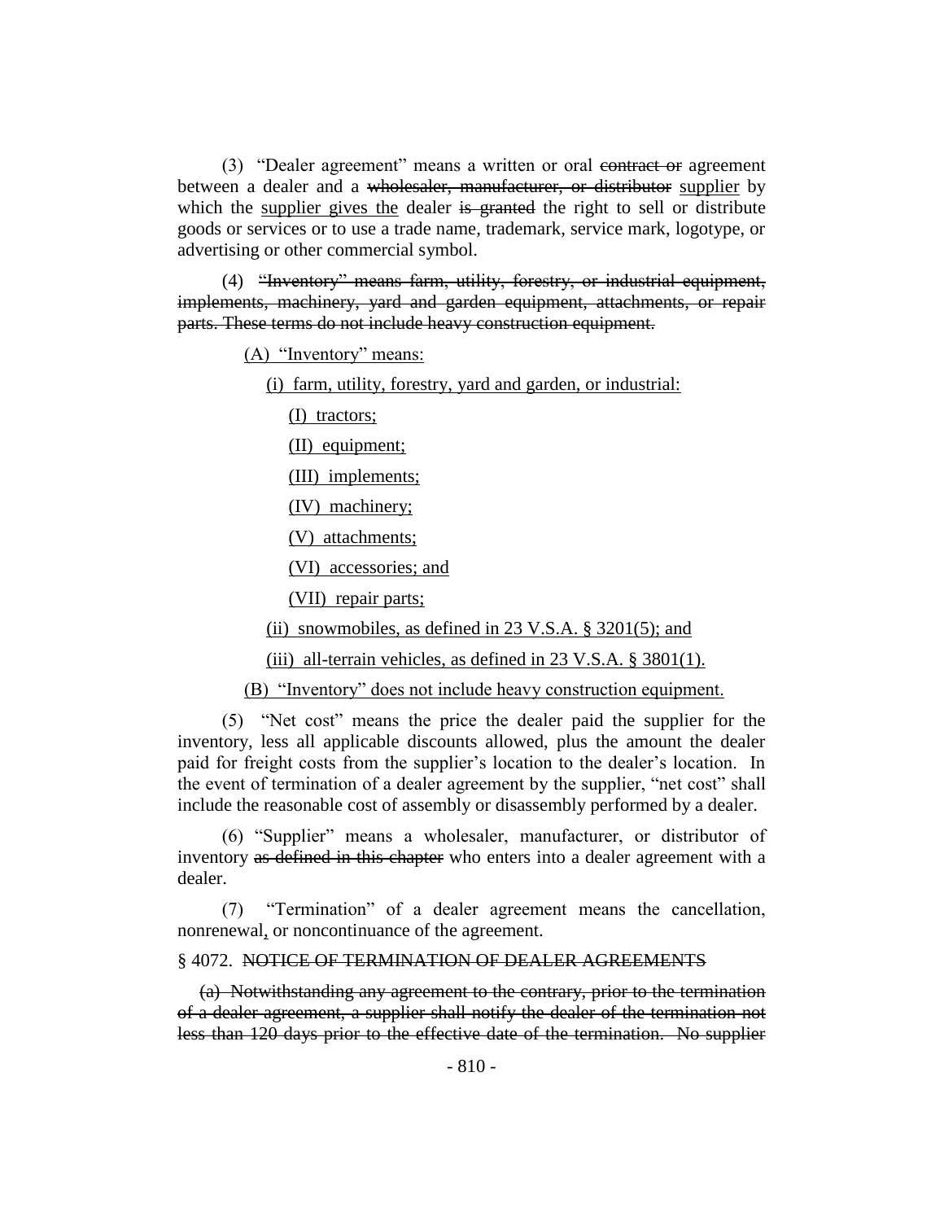(3) "Dealer agreement" means a written or oral ~~contract or~~ agreement between a dealer and a ~~wholesaler, manufacturer, or distributor~~ <u>supplier</u> by which the <u>supplier gives the</u> dealer ~~is granted~~ the right to sell or distribute goods or services or to use a trade name, trademark, service mark, logotype, or advertising or other commercial symbol.

(4) ~~"Inventory" means farm, utility, forestry, or industrial equipment, implements, machinery, yard and garden equipment, attachments, or repair parts. These terms do not include heavy construction equipment.~~

<u>(A) "Inventory" means:</u>

<u>(i) farm, utility, forestry, yard and garden, or industrial:</u>

<u>(I) tractors;</u>

<u>(II) equipment;</u>

<u>(III) implements;</u>

<u>(IV) machinery;</u>

<u>(V) attachments;</u>

<u>(VI) accessories; and</u>

<u>(VII) repair parts;</u>

<u>(ii) snowmobiles, as defined in 23 V.S.A. § 3201(5); and</u>

<u>(iii) all-terrain vehicles, as defined in 23 V.S.A. § 3801(1).</u>

<u>(B) "Inventory" does not include heavy construction equipment.</u>

(5) "Net cost" means the price the dealer paid the supplier for the inventory, less all applicable discounts allowed, plus the amount the dealer paid for freight costs from the supplier's location to the dealer's location. In the event of termination of a dealer agreement by the supplier, "net cost" shall include the reasonable cost of assembly or disassembly performed by a dealer.

(6) "Supplier" means a wholesaler, manufacturer, or distributor of inventory ~~as defined in this chapter~~ who enters into a dealer agreement with a dealer.

(7) "Termination" of a dealer agreement means the cancellation, nonrenewal<u>,</u> or noncontinuance of the agreement.

§ 4072. ~~NOTICE OF TERMINATION OF DEALER AGREEMENTS~~

~~(a) Notwithstanding any agreement to the contrary, prior to the termination of a dealer agreement, a supplier shall notify the dealer of the termination not less than 120 days prior to the effective date of the termination. No supplier~~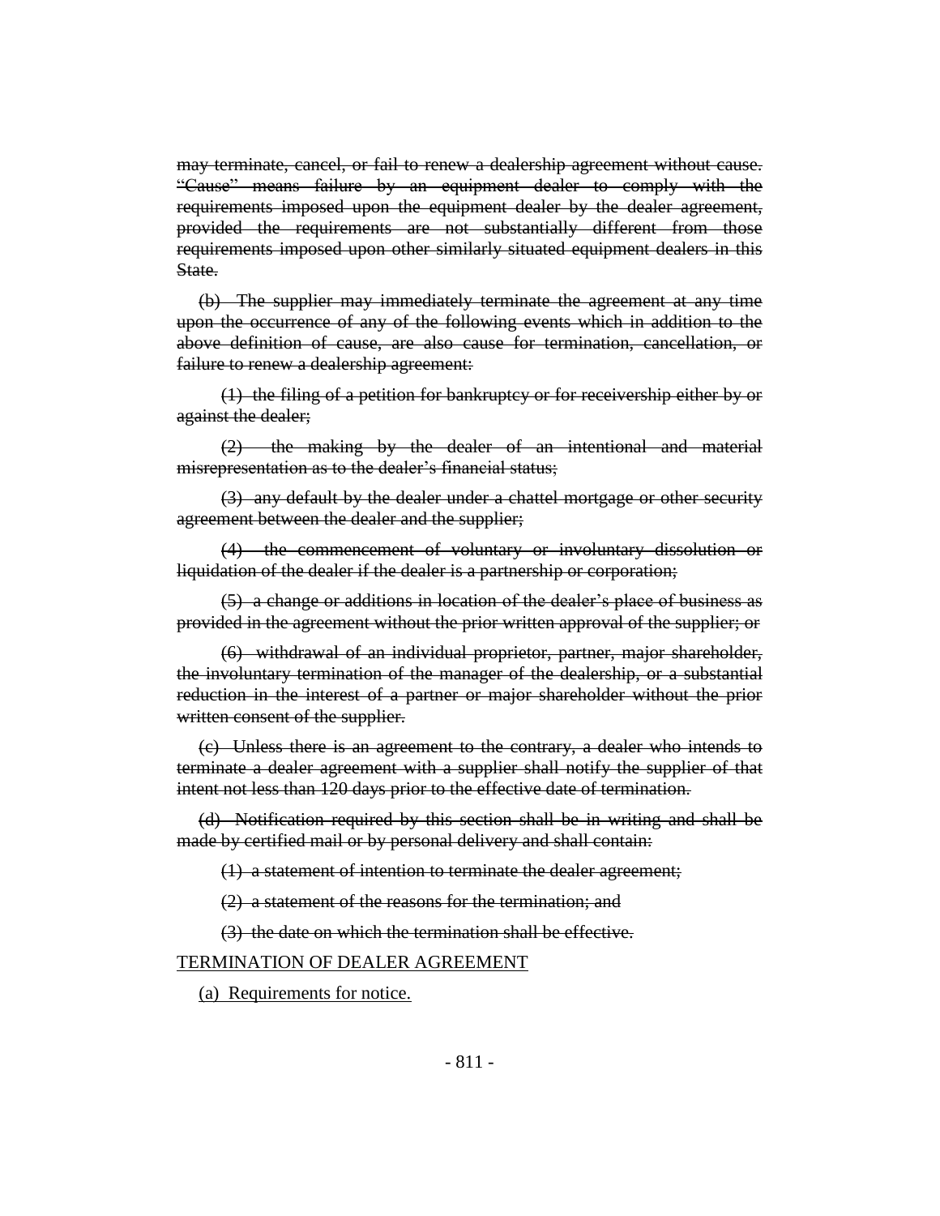~~may terminate, cancel, or fail to renew a dealership agreement without cause. "Cause" means failure by an equipment dealer to comply with the requirements imposed upon the equipment dealer by the dealer agreement, provided the requirements are not substantially different from those requirements imposed upon other similarly situated equipment dealers in this State.~~

~~(b) The supplier may immediately terminate the agreement at any time upon the occurrence of any of the following events which in addition to the above definition of cause, are also cause for termination, cancellation, or failure to renew a dealership agreement:~~

~~(1) the filing of a petition for bankruptcy or for receivership either by or against the dealer;~~

~~(2) the making by the dealer of an intentional and material misrepresentation as to the dealer's financial status;~~

~~(3) any default by the dealer under a chattel mortgage or other security agreement between the dealer and the supplier;~~

~~(4) the commencement of voluntary or involuntary dissolution or liquidation of the dealer if the dealer is a partnership or corporation;~~

~~(5) a change or additions in location of the dealer's place of business as provided in the agreement without the prior written approval of the supplier; or~~

~~(6) withdrawal of an individual proprietor, partner, major shareholder, the involuntary termination of the manager of the dealership, or a substantial reduction in the interest of a partner or major shareholder without the prior written consent of the supplier.~~

~~(c) Unless there is an agreement to the contrary, a dealer who intends to terminate a dealer agreement with a supplier shall notify the supplier of that intent not less than 120 days prior to the effective date of termination.~~

~~(d) Notification required by this section shall be in writing and shall be made by certified mail or by personal delivery and shall contain:~~

~~(1) a statement of intention to terminate the dealer agreement;~~

~~(2) a statement of the reasons for the termination; and~~

~~(3) the date on which the termination shall be effective.~~

<u>TERMINATION OF DEALER AGREEMENT</u>

<u>(a) Requirements for notice.</u>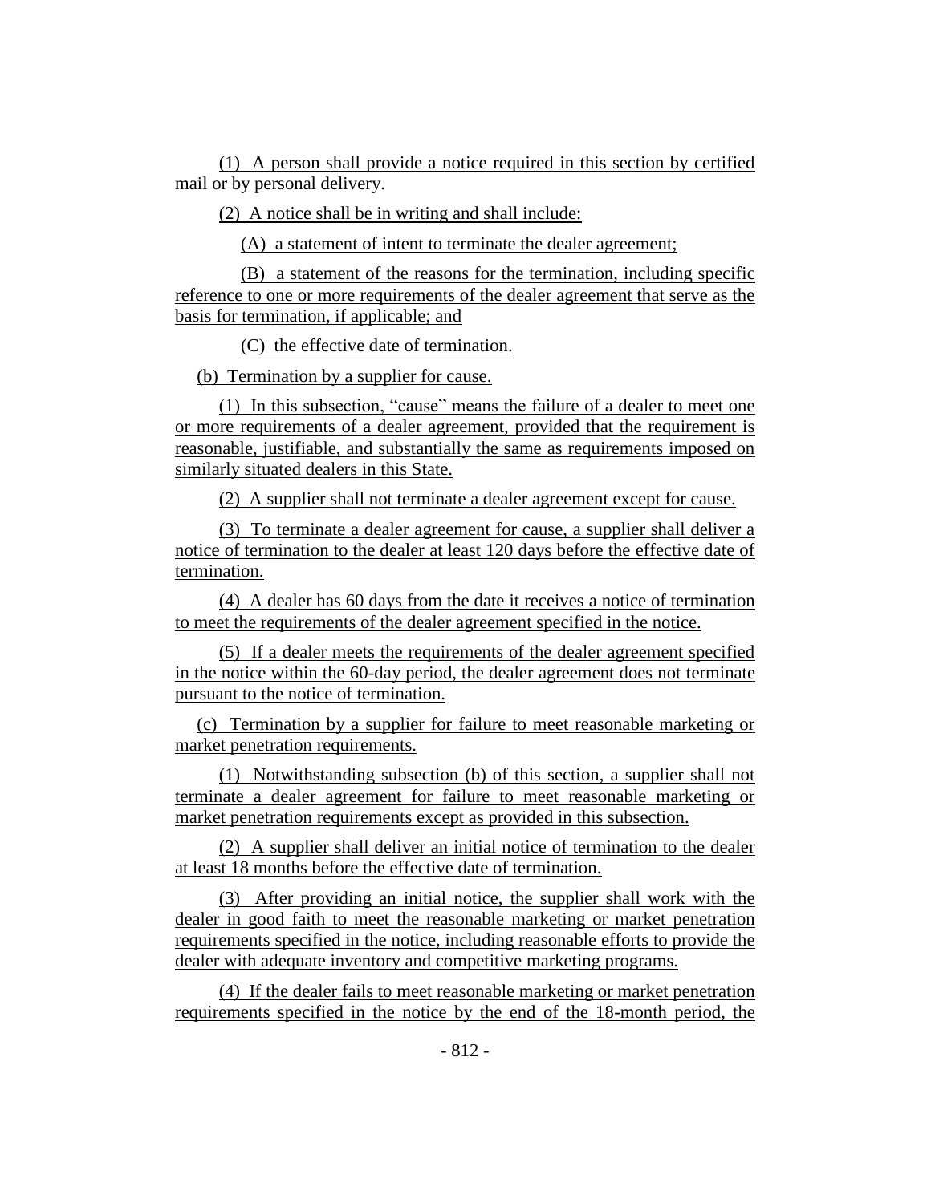(1) A person shall provide a notice required in this section by certified mail or by personal delivery.

(2) A notice shall be in writing and shall include:

(A) a statement of intent to terminate the dealer agreement;

(B) a statement of the reasons for the termination, including specific reference to one or more requirements of the dealer agreement that serve as the basis for termination, if applicable; and

(C) the effective date of termination.

(b) Termination by a supplier for cause.

(1) In this subsection, "cause" means the failure of a dealer to meet one or more requirements of a dealer agreement, provided that the requirement is reasonable, justifiable, and substantially the same as requirements imposed on similarly situated dealers in this State.

(2) A supplier shall not terminate a dealer agreement except for cause.

(3) To terminate a dealer agreement for cause, a supplier shall deliver a notice of termination to the dealer at least 120 days before the effective date of termination.

(4) A dealer has 60 days from the date it receives a notice of termination to meet the requirements of the dealer agreement specified in the notice.

(5) If a dealer meets the requirements of the dealer agreement specified in the notice within the 60-day period, the dealer agreement does not terminate pursuant to the notice of termination.

(c) Termination by a supplier for failure to meet reasonable marketing or market penetration requirements.

(1) Notwithstanding subsection (b) of this section, a supplier shall not terminate a dealer agreement for failure to meet reasonable marketing or market penetration requirements except as provided in this subsection.

(2) A supplier shall deliver an initial notice of termination to the dealer at least 18 months before the effective date of termination.

(3) After providing an initial notice, the supplier shall work with the dealer in good faith to meet the reasonable marketing or market penetration requirements specified in the notice, including reasonable efforts to provide the dealer with adequate inventory and competitive marketing programs.

(4) If the dealer fails to meet reasonable marketing or market penetration requirements specified in the notice by the end of the 18-month period, the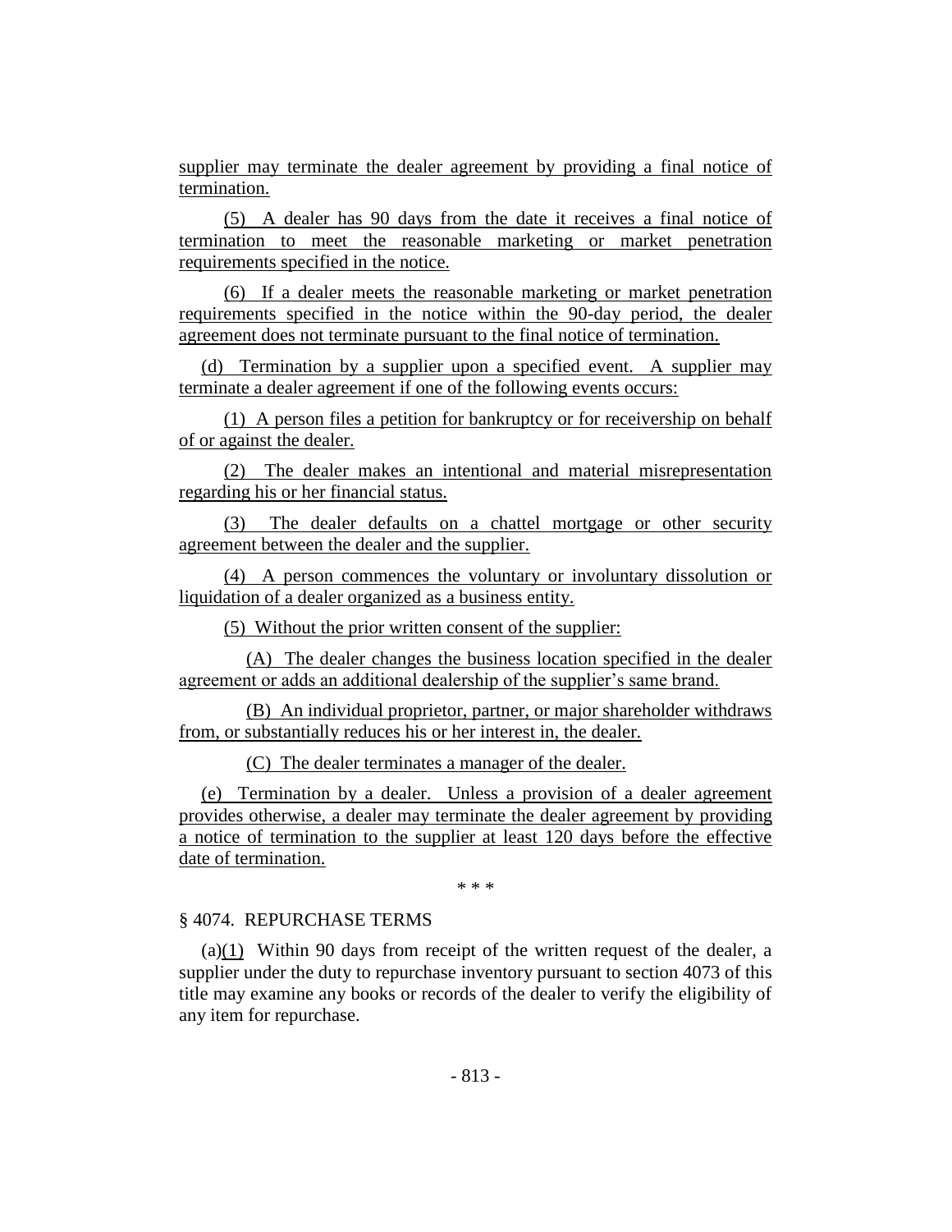supplier may terminate the dealer agreement by providing a final notice of termination.

(5) A dealer has 90 days from the date it receives a final notice of termination to meet the reasonable marketing or market penetration requirements specified in the notice.

(6) If a dealer meets the reasonable marketing or market penetration requirements specified in the notice within the 90-day period, the dealer agreement does not terminate pursuant to the final notice of termination.

(d) Termination by a supplier upon a specified event. A supplier may terminate a dealer agreement if one of the following events occurs:

(1) A person files a petition for bankruptcy or for receivership on behalf of or against the dealer.

(2) The dealer makes an intentional and material misrepresentation regarding his or her financial status.

(3) The dealer defaults on a chattel mortgage or other security agreement between the dealer and the supplier.

(4) A person commences the voluntary or involuntary dissolution or liquidation of a dealer organized as a business entity.

(5) Without the prior written consent of the supplier:

(A) The dealer changes the business location specified in the dealer agreement or adds an additional dealership of the supplier's same brand.

(B) An individual proprietor, partner, or major shareholder withdraws from, or substantially reduces his or her interest in, the dealer.

(C) The dealer terminates a manager of the dealer.

(e) Termination by a dealer. Unless a provision of a dealer agreement provides otherwise, a dealer may terminate the dealer agreement by providing a notice of termination to the supplier at least 120 days before the effective date of termination.

\* \* \*

§ 4074. REPURCHASE TERMS

(a)(1) Within 90 days from receipt of the written request of the dealer, a supplier under the duty to repurchase inventory pursuant to section 4073 of this title may examine any books or records of the dealer to verify the eligibility of any item for repurchase.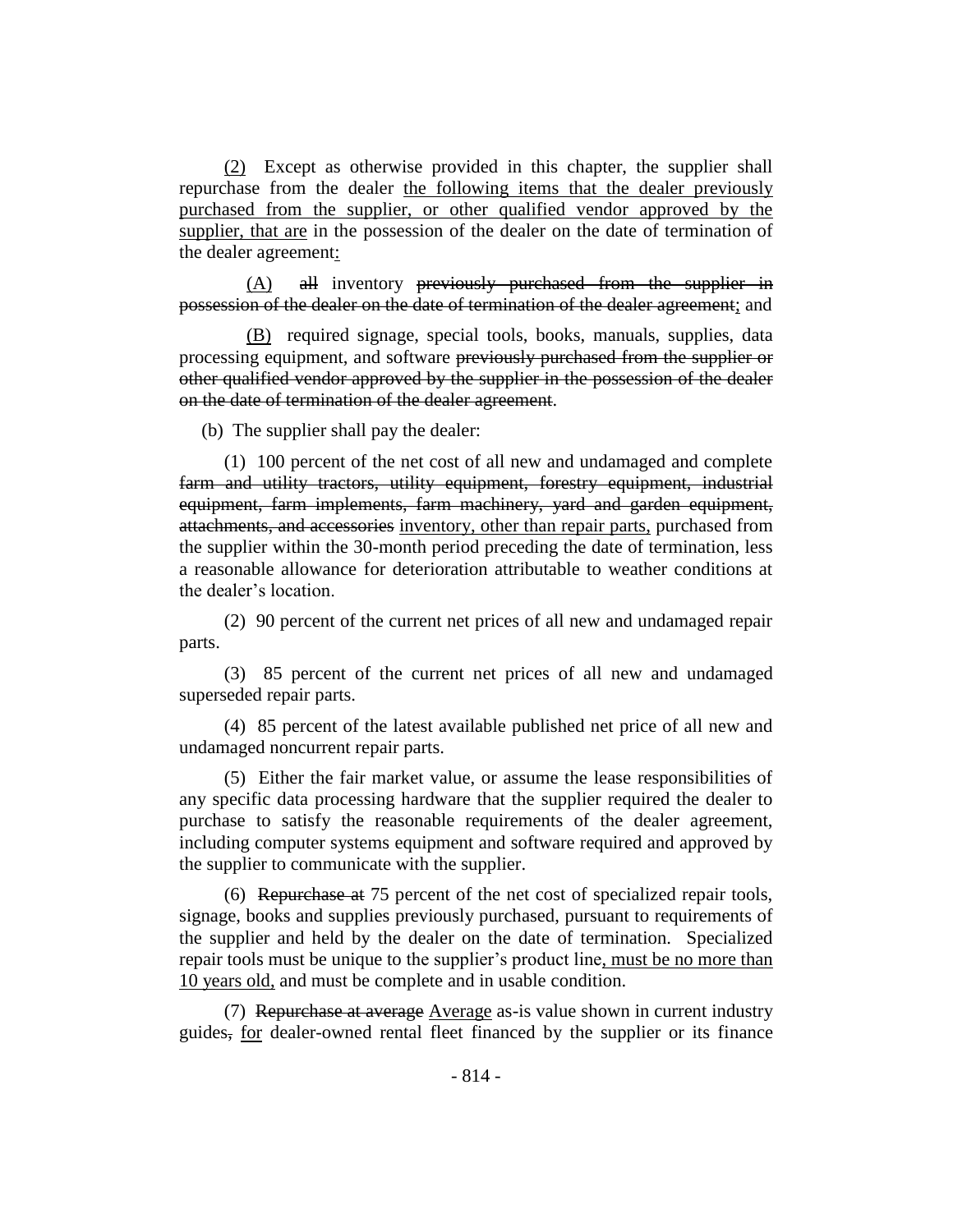(2) Except as otherwise provided in this chapter, the supplier shall repurchase from the dealer the following items that the dealer previously purchased from the supplier, or other qualified vendor approved by the supplier, that are in the possession of the dealer on the date of termination of the dealer agreement:

(A) ~~all~~ inventory ~~previously purchased from the supplier in possession of the dealer on the date of termination of the dealer agreement~~; and

(B) required signage, special tools, books, manuals, supplies, data processing equipment, and software ~~previously purchased from the supplier or other qualified vendor approved by the supplier in the possession of the dealer on the date of termination of the dealer agreement~~.

(b) The supplier shall pay the dealer:

(1) 100 percent of the net cost of all new and undamaged and complete ~~farm and utility tractors, utility equipment, forestry equipment, industrial equipment, farm implements, farm machinery, yard and garden equipment, attachments, and accessories~~ inventory, other than repair parts, purchased from the supplier within the 30-month period preceding the date of termination, less a reasonable allowance for deterioration attributable to weather conditions at the dealer's location.

(2) 90 percent of the current net prices of all new and undamaged repair parts.

(3) 85 percent of the current net prices of all new and undamaged superseded repair parts.

(4) 85 percent of the latest available published net price of all new and undamaged noncurrent repair parts.

(5) Either the fair market value, or assume the lease responsibilities of any specific data processing hardware that the supplier required the dealer to purchase to satisfy the reasonable requirements of the dealer agreement, including computer systems equipment and software required and approved by the supplier to communicate with the supplier.

(6) ~~Repurchase at~~ 75 percent of the net cost of specialized repair tools, signage, books and supplies previously purchased, pursuant to requirements of the supplier and held by the dealer on the date of termination. Specialized repair tools must be unique to the supplier's product line, must be no more than 10 years old, and must be complete and in usable condition.

(7) ~~Repurchase at average~~ Average as-is value shown in current industry guides~~,~~ for dealer-owned rental fleet financed by the supplier or its finance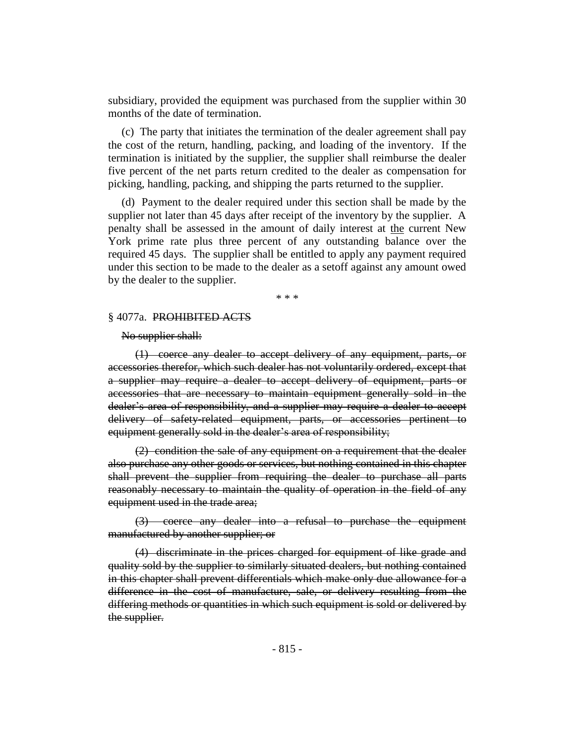subsidiary, provided the equipment was purchased from the supplier within 30 months of the date of termination.

(c) The party that initiates the termination of the dealer agreement shall pay the cost of the return, handling, packing, and loading of the inventory. If the termination is initiated by the supplier, the supplier shall reimburse the dealer five percent of the net parts return credited to the dealer as compensation for picking, handling, packing, and shipping the parts returned to the supplier.

(d) Payment to the dealer required under this section shall be made by the supplier not later than 45 days after receipt of the inventory by the supplier. A penalty shall be assessed in the amount of daily interest at <u>the</u> current New York prime rate plus three percent of any outstanding balance over the required 45 days. The supplier shall be entitled to apply any payment required under this section to be made to the dealer as a setoff against any amount owed by the dealer to the supplier.

\* \* \*

§ 4077a. ~~PROHIBITED ACTS~~

~~No supplier shall:~~

~~(1) coerce any dealer to accept delivery of any equipment, parts, or accessories therefor, which such dealer has not voluntarily ordered, except that a supplier may require a dealer to accept delivery of equipment, parts or accessories that are necessary to maintain equipment generally sold in the dealer's area of responsibility, and a supplier may require a dealer to accept delivery of safety-related equipment, parts, or accessories pertinent to equipment generally sold in the dealer's area of responsibility;~~

~~(2) condition the sale of any equipment on a requirement that the dealer also purchase any other goods or services, but nothing contained in this chapter shall prevent the supplier from requiring the dealer to purchase all parts reasonably necessary to maintain the quality of operation in the field of any equipment used in the trade area;~~

~~(3) coerce any dealer into a refusal to purchase the equipment manufactured by another supplier; or~~

~~(4) discriminate in the prices charged for equipment of like grade and quality sold by the supplier to similarly situated dealers, but nothing contained in this chapter shall prevent differentials which make only due allowance for a difference in the cost of manufacture, sale, or delivery resulting from the differing methods or quantities in which such equipment is sold or delivered by the supplier.~~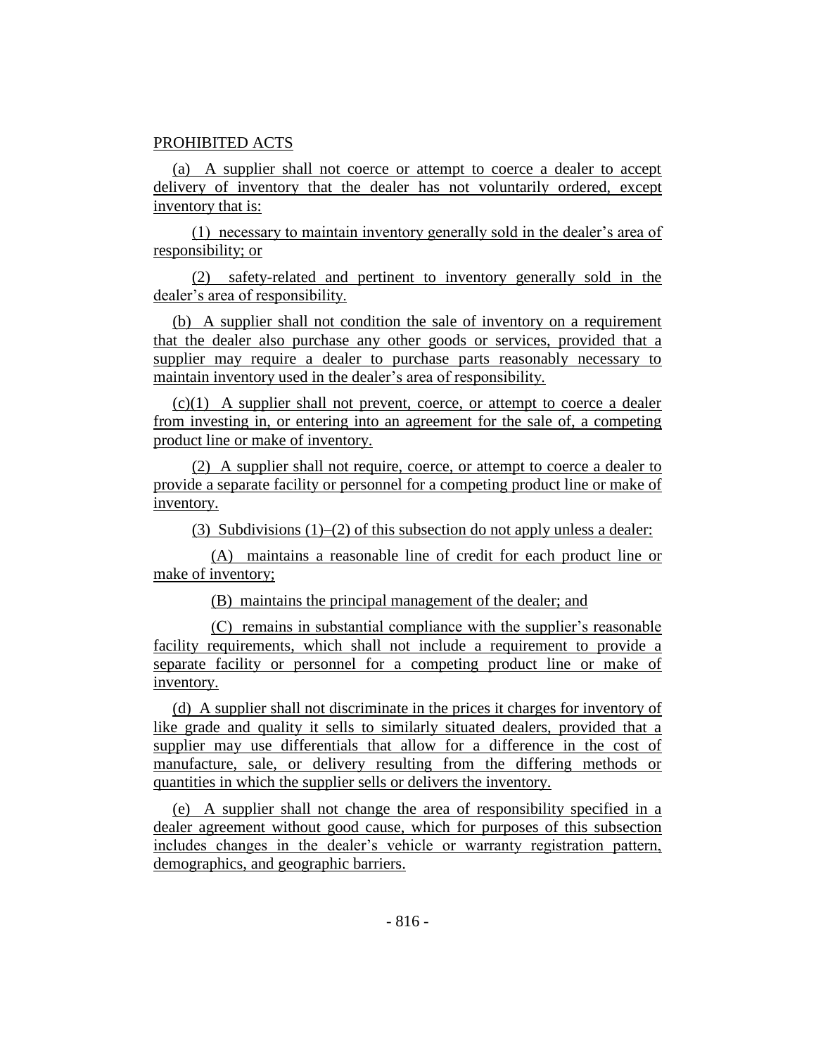PROHIBITED ACTS

(a) A supplier shall not coerce or attempt to coerce a dealer to accept delivery of inventory that the dealer has not voluntarily ordered, except inventory that is:

(1) necessary to maintain inventory generally sold in the dealer's area of responsibility; or

(2) safety-related and pertinent to inventory generally sold in the dealer's area of responsibility.

(b) A supplier shall not condition the sale of inventory on a requirement that the dealer also purchase any other goods or services, provided that a supplier may require a dealer to purchase parts reasonably necessary to maintain inventory used in the dealer's area of responsibility.

(c)(1) A supplier shall not prevent, coerce, or attempt to coerce a dealer from investing in, or entering into an agreement for the sale of, a competing product line or make of inventory.

(2) A supplier shall not require, coerce, or attempt to coerce a dealer to provide a separate facility or personnel for a competing product line or make of inventory.

(3) Subdivisions (1)–(2) of this subsection do not apply unless a dealer:

(A) maintains a reasonable line of credit for each product line or make of inventory;

(B) maintains the principal management of the dealer; and

(C) remains in substantial compliance with the supplier's reasonable facility requirements, which shall not include a requirement to provide a separate facility or personnel for a competing product line or make of inventory.

(d) A supplier shall not discriminate in the prices it charges for inventory of like grade and quality it sells to similarly situated dealers, provided that a supplier may use differentials that allow for a difference in the cost of manufacture, sale, or delivery resulting from the differing methods or quantities in which the supplier sells or delivers the inventory.

(e) A supplier shall not change the area of responsibility specified in a dealer agreement without good cause, which for purposes of this subsection includes changes in the dealer's vehicle or warranty registration pattern, demographics, and geographic barriers.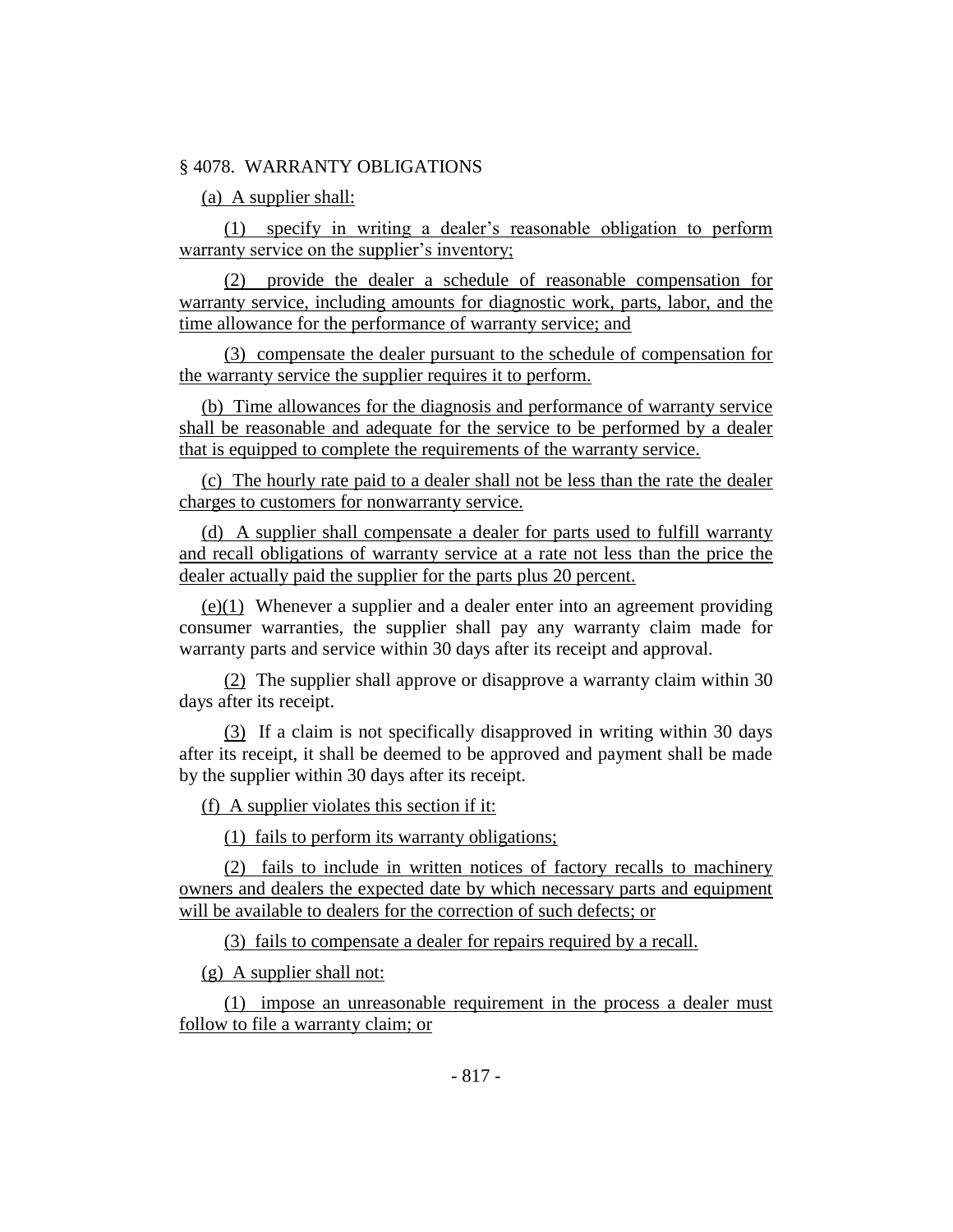§ 4078. WARRANTY OBLIGATIONS

(a) A supplier shall:

(1) specify in writing a dealer's reasonable obligation to perform warranty service on the supplier's inventory;

(2) provide the dealer a schedule of reasonable compensation for warranty service, including amounts for diagnostic work, parts, labor, and the time allowance for the performance of warranty service; and

(3) compensate the dealer pursuant to the schedule of compensation for the warranty service the supplier requires it to perform.

(b) Time allowances for the diagnosis and performance of warranty service shall be reasonable and adequate for the service to be performed by a dealer that is equipped to complete the requirements of the warranty service.

(c) The hourly rate paid to a dealer shall not be less than the rate the dealer charges to customers for nonwarranty service.

(d) A supplier shall compensate a dealer for parts used to fulfill warranty and recall obligations of warranty service at a rate not less than the price the dealer actually paid the supplier for the parts plus 20 percent.

(e)(1) Whenever a supplier and a dealer enter into an agreement providing consumer warranties, the supplier shall pay any warranty claim made for warranty parts and service within 30 days after its receipt and approval.

(2) The supplier shall approve or disapprove a warranty claim within 30 days after its receipt.

(3) If a claim is not specifically disapproved in writing within 30 days after its receipt, it shall be deemed to be approved and payment shall be made by the supplier within 30 days after its receipt.

(f) A supplier violates this section if it:

(1) fails to perform its warranty obligations;

(2) fails to include in written notices of factory recalls to machinery owners and dealers the expected date by which necessary parts and equipment will be available to dealers for the correction of such defects; or

(3) fails to compensate a dealer for repairs required by a recall.

(g) A supplier shall not:

(1) impose an unreasonable requirement in the process a dealer must follow to file a warranty claim; or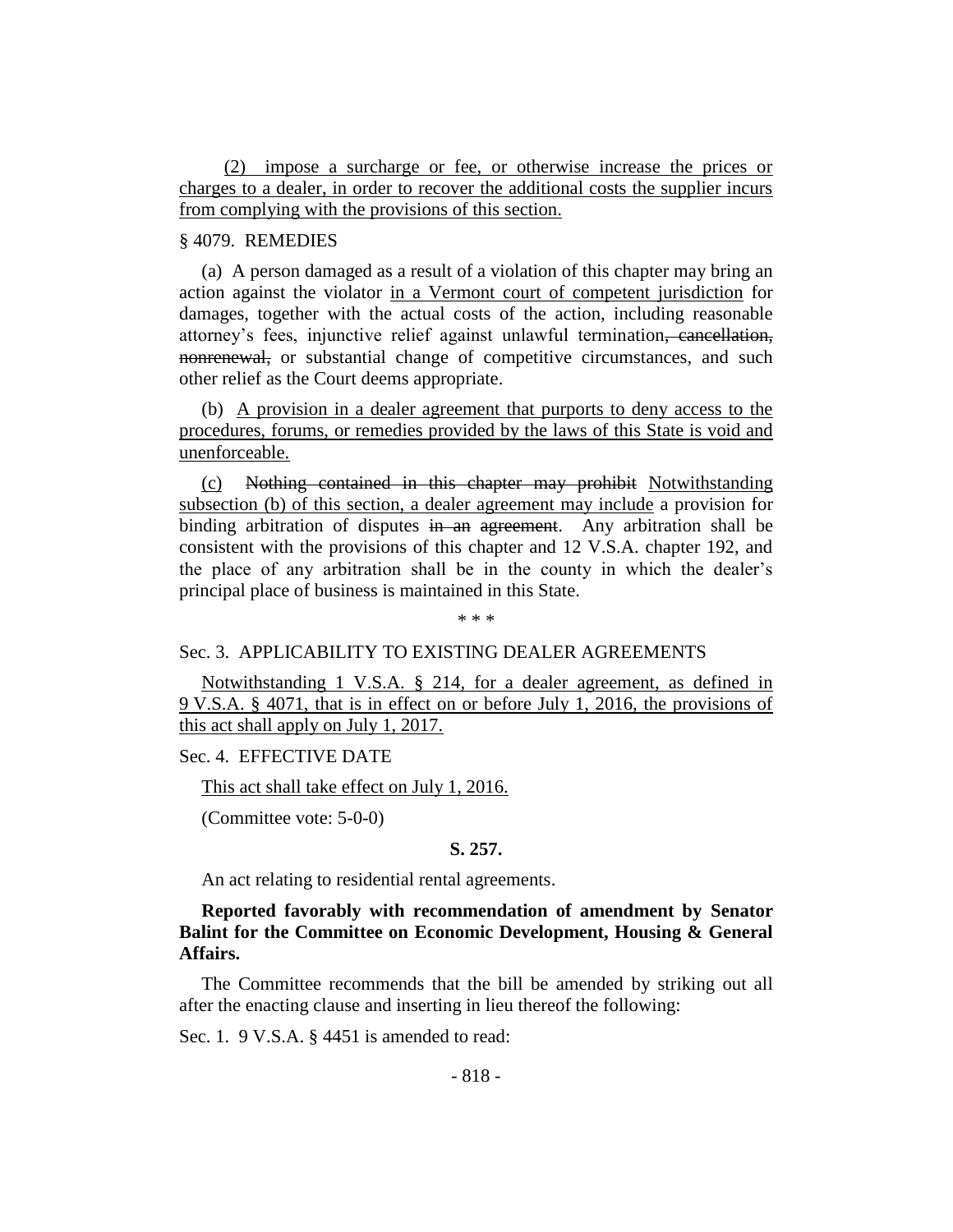(2) impose a surcharge or fee, or otherwise increase the prices or charges to a dealer, in order to recover the additional costs the supplier incurs from complying with the provisions of this section.

§ 4079. REMEDIES

(a) A person damaged as a result of a violation of this chapter may bring an action against the violator in a Vermont court of competent jurisdiction for damages, together with the actual costs of the action, including reasonable attorney's fees, injunctive relief against unlawful termination~~, cancellation, nonrenewal,~~ or substantial change of competitive circumstances, and such other relief as the Court deems appropriate.

(b) A provision in a dealer agreement that purports to deny access to the procedures, forums, or remedies provided by the laws of this State is void and unenforceable.

(c) ~~Nothing contained in this chapter may prohibit~~ Notwithstanding subsection (b) of this section, a dealer agreement may include a provision for binding arbitration of disputes ~~in an agreement~~. Any arbitration shall be consistent with the provisions of this chapter and 12 V.S.A. chapter 192, and the place of any arbitration shall be in the county in which the dealer's principal place of business is maintained in this State.

\* \* \*

Sec. 3. APPLICABILITY TO EXISTING DEALER AGREEMENTS

Notwithstanding 1 V.S.A. § 214, for a dealer agreement, as defined in 9 V.S.A. § 4071, that is in effect on or before July 1, 2016, the provisions of this act shall apply on July 1, 2017.

Sec. 4. EFFECTIVE DATE

This act shall take effect on July 1, 2016.

(Committee vote: 5-0-0)

**S. 257.**

An act relating to residential rental agreements.

**Reported favorably with recommendation of amendment by Senator Balint for the Committee on Economic Development, Housing & General Affairs.**

The Committee recommends that the bill be amended by striking out all after the enacting clause and inserting in lieu thereof the following:

Sec. 1. 9 V.S.A. § 4451 is amended to read: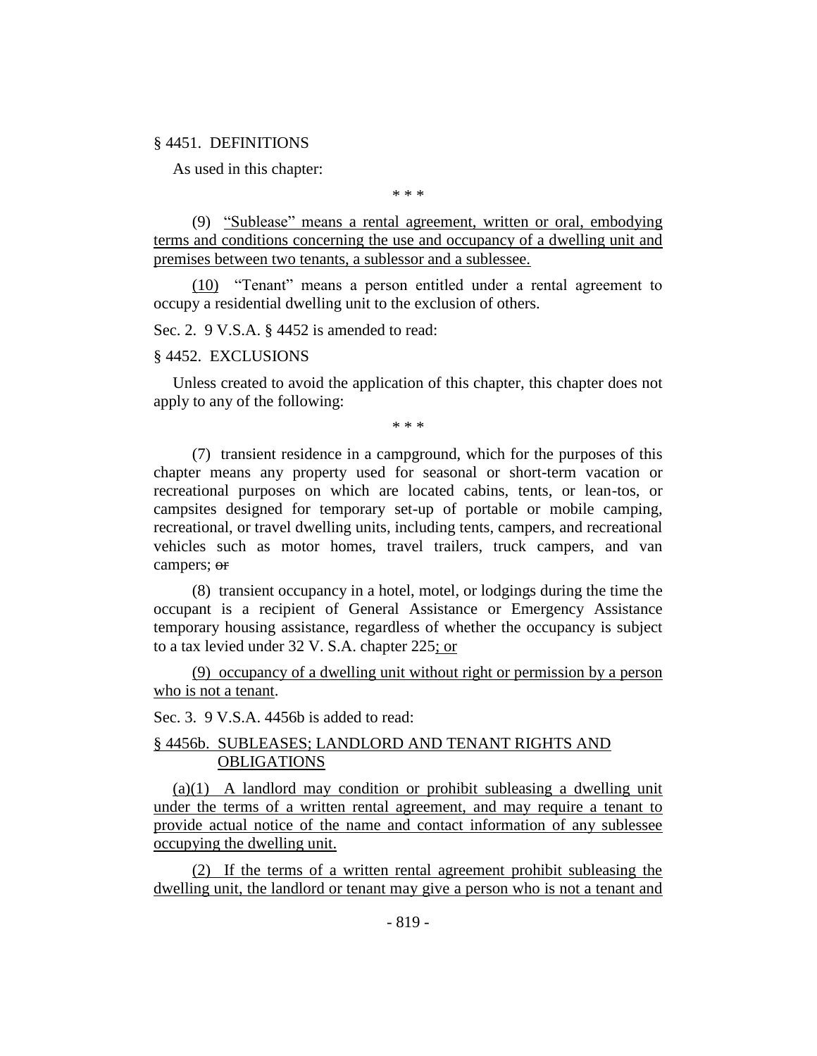§ 4451. DEFINITIONS

As used in this chapter:

\* \* \*

(9) <u>"Sublease" means a rental agreement, written or oral, embodying terms and conditions concerning the use and occupancy of a dwelling unit and premises between two tenants, a sublessor and a sublessee.</u>

<u>(10)</u> "Tenant" means a person entitled under a rental agreement to occupy a residential dwelling unit to the exclusion of others.

Sec. 2. 9 V.S.A. § 4452 is amended to read:

§ 4452. EXCLUSIONS

Unless created to avoid the application of this chapter, this chapter does not apply to any of the following:

\* \* \*

(7) transient residence in a campground, which for the purposes of this chapter means any property used for seasonal or short-term vacation or recreational purposes on which are located cabins, tents, or lean-tos, or campsites designed for temporary set-up of portable or mobile camping, recreational, or travel dwelling units, including tents, campers, and recreational vehicles such as motor homes, travel trailers, truck campers, and van campers; ~~or~~

(8) transient occupancy in a hotel, motel, or lodgings during the time the occupant is a recipient of General Assistance or Emergency Assistance temporary housing assistance, regardless of whether the occupancy is subject to a tax levied under 32 V. S.A. chapter 225<u>; or</u>

<u>(9) occupancy of a dwelling unit without right or permission by a person who is not a tenant</u>.

Sec. 3. 9 V.S.A. 4456b is added to read:

<u>§ 4456b. SUBLEASES; LANDLORD AND TENANT RIGHTS AND OBLIGATIONS</u>

<u>(a)(1) A landlord may condition or prohibit subleasing a dwelling unit under the terms of a written rental agreement, and may require a tenant to provide actual notice of the name and contact information of any sublessee occupying the dwelling unit.</u>

<u>(2) If the terms of a written rental agreement prohibit subleasing the dwelling unit, the landlord or tenant may give a person who is not a tenant and</u>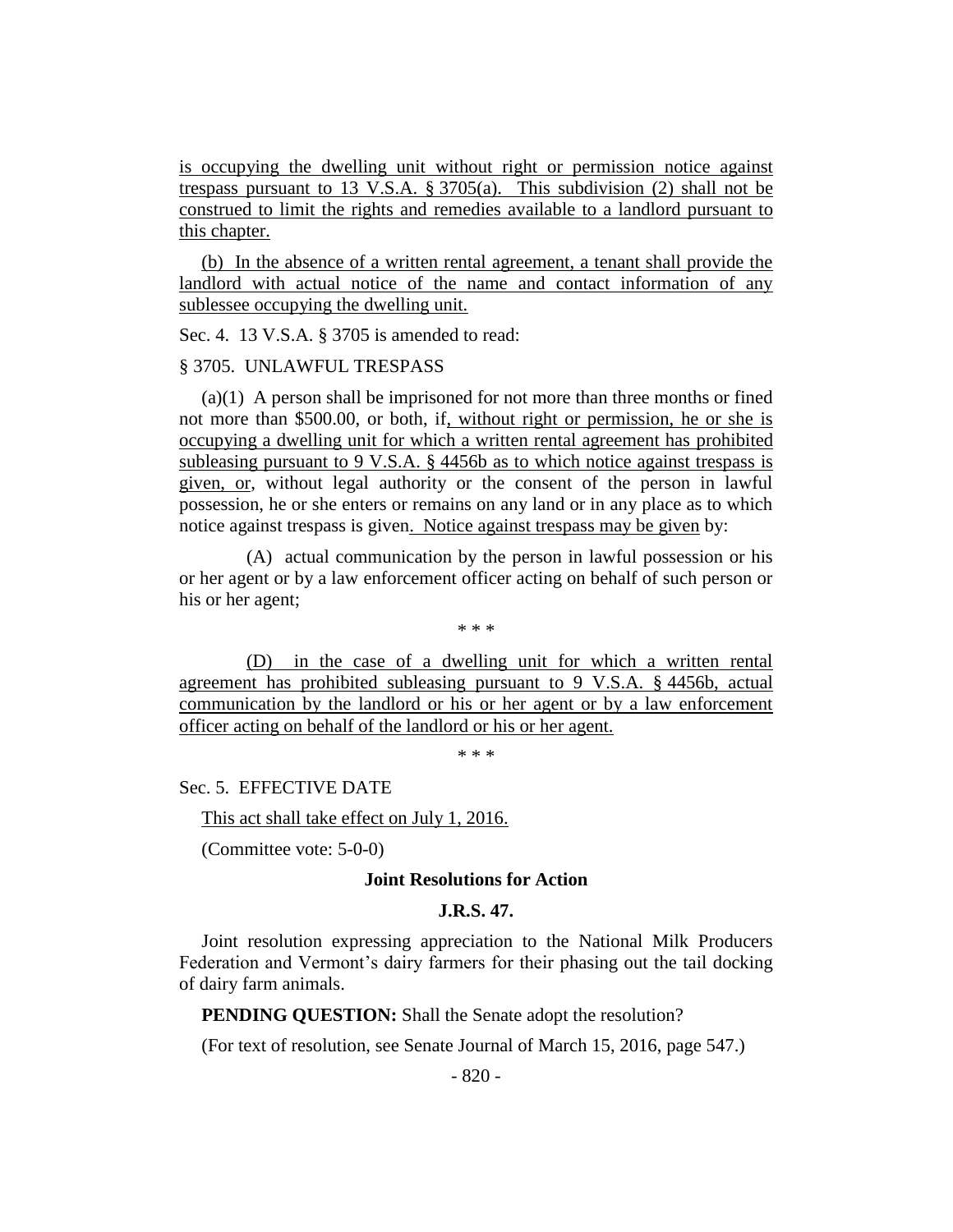is occupying the dwelling unit without right or permission notice against trespass pursuant to 13 V.S.A. § 3705(a). This subdivision (2) shall not be construed to limit the rights and remedies available to a landlord pursuant to this chapter.

(b) In the absence of a written rental agreement, a tenant shall provide the landlord with actual notice of the name and contact information of any sublessee occupying the dwelling unit.

Sec. 4. 13 V.S.A. § 3705 is amended to read:

§ 3705. UNLAWFUL TRESPASS

(a)(1) A person shall be imprisoned for not more than three months or fined not more than $500.00, or both, if, without right or permission, he or she is occupying a dwelling unit for which a written rental agreement has prohibited subleasing pursuant to 9 V.S.A. § 4456b as to which notice against trespass is given, or, without legal authority or the consent of the person in lawful possession, he or she enters or remains on any land or in any place as to which notice against trespass is given. Notice against trespass may be given by:

(A) actual communication by the person in lawful possession or his or her agent or by a law enforcement officer acting on behalf of such person or his or her agent;

\* \* \*

(D) in the case of a dwelling unit for which a written rental agreement has prohibited subleasing pursuant to 9 V.S.A. § 4456b, actual communication by the landlord or his or her agent or by a law enforcement officer acting on behalf of the landlord or his or her agent.

\* \* \*

Sec. 5. EFFECTIVE DATE

This act shall take effect on July 1, 2016.

(Committee vote: 5-0-0)

**Joint Resolutions for Action**

**J.R.S. 47.**

Joint resolution expressing appreciation to the National Milk Producers Federation and Vermont's dairy farmers for their phasing out the tail docking of dairy farm animals.

**PENDING QUESTION:** Shall the Senate adopt the resolution?

(For text of resolution, see Senate Journal of March 15, 2016, page 547.)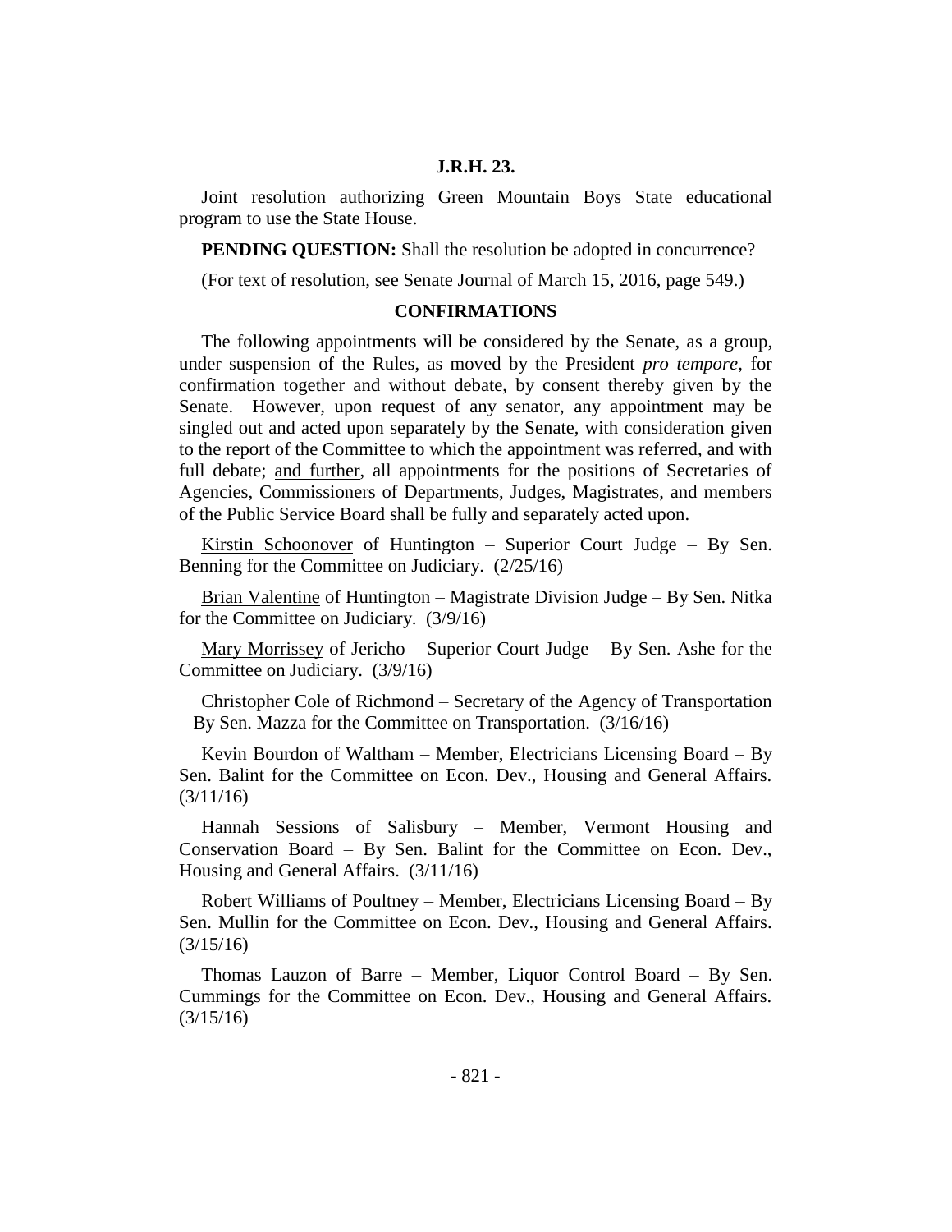**J.R.H. 23.**

Joint resolution authorizing Green Mountain Boys State educational program to use the State House.

**PENDING QUESTION:** Shall the resolution be adopted in concurrence?

(For text of resolution, see Senate Journal of March 15, 2016, page 549.)

## CONFIRMATIONS

The following appointments will be considered by the Senate, as a group, under suspension of the Rules, as moved by the President *pro tempore*, for confirmation together and without debate, by consent thereby given by the Senate. However, upon request of any senator, any appointment may be singled out and acted upon separately by the Senate, with consideration given to the report of the Committee to which the appointment was referred, and with full debate; and further, all appointments for the positions of Secretaries of Agencies, Commissioners of Departments, Judges, Magistrates, and members of the Public Service Board shall be fully and separately acted upon.

Kirstin Schoonover of Huntington – Superior Court Judge – By Sen. Benning for the Committee on Judiciary. (2/25/16)

Brian Valentine of Huntington – Magistrate Division Judge – By Sen. Nitka for the Committee on Judiciary. (3/9/16)

Mary Morrissey of Jericho – Superior Court Judge – By Sen. Ashe for the Committee on Judiciary. (3/9/16)

Christopher Cole of Richmond – Secretary of the Agency of Transportation – By Sen. Mazza for the Committee on Transportation. (3/16/16)

Kevin Bourdon of Waltham – Member, Electricians Licensing Board – By Sen. Balint for the Committee on Econ. Dev., Housing and General Affairs. (3/11/16)

Hannah Sessions of Salisbury – Member, Vermont Housing and Conservation Board – By Sen. Balint for the Committee on Econ. Dev., Housing and General Affairs. (3/11/16)

Robert Williams of Poultney – Member, Electricians Licensing Board – By Sen. Mullin for the Committee on Econ. Dev., Housing and General Affairs. (3/15/16)

Thomas Lauzon of Barre – Member, Liquor Control Board – By Sen. Cummings for the Committee on Econ. Dev., Housing and General Affairs. (3/15/16)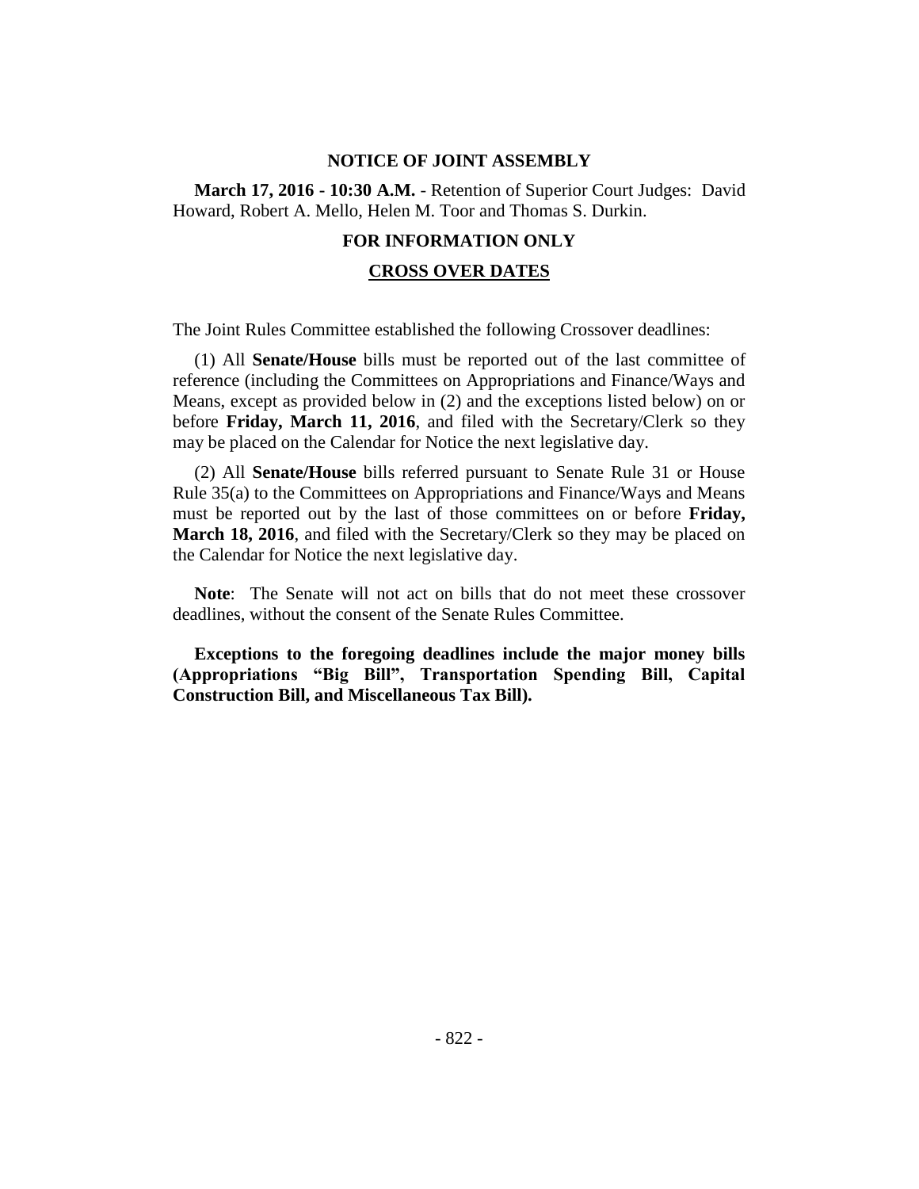## NOTICE OF JOINT ASSEMBLY

**March 17, 2016 - 10:30 A.M.** - Retention of Superior Court Judges: David Howard, Robert A. Mello, Helen M. Toor and Thomas S. Durkin.

## FOR INFORMATION ONLY

## CROSS OVER DATES

The Joint Rules Committee established the following Crossover deadlines:

(1) All **Senate/House** bills must be reported out of the last committee of reference (including the Committees on Appropriations and Finance/Ways and Means, except as provided below in (2) and the exceptions listed below) on or before **Friday, March 11, 2016**, and filed with the Secretary/Clerk so they may be placed on the Calendar for Notice the next legislative day.

(2) All **Senate/House** bills referred pursuant to Senate Rule 31 or House Rule 35(a) to the Committees on Appropriations and Finance/Ways and Means must be reported out by the last of those committees on or before **Friday, March 18, 2016**, and filed with the Secretary/Clerk so they may be placed on the Calendar for Notice the next legislative day.

**Note**: The Senate will not act on bills that do not meet these crossover deadlines, without the consent of the Senate Rules Committee.

**Exceptions to the foregoing deadlines include the major money bills (Appropriations "Big Bill", Transportation Spending Bill, Capital Construction Bill, and Miscellaneous Tax Bill).**